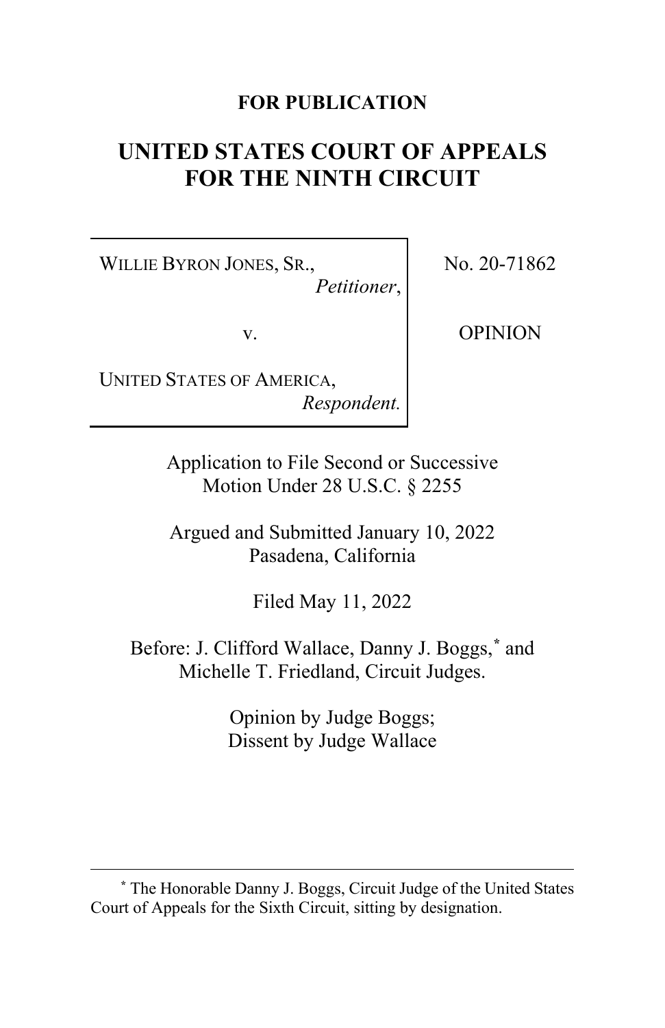**FOR PUBLICATION**

# UNITED STATES COURT OF APPEALS FOR THE NINTH CIRCUIT

| | |
|---|---|
| WILLIE BYRON JONES, SR., *Petitioner*, v. UNITED STATES OF AMERICA, *Respondent.* | No. 20-71862 OPINION |

Application to File Second or Successive Motion Under 28 U.S.C. § 2255

Argued and Submitted January 10, 2022
Pasadena, California

Filed May 11, 2022

Before: J. Clifford Wallace, Danny J. Boggs,* and Michelle T. Friedland, Circuit Judges.

Opinion by Judge Boggs;
Dissent by Judge Wallace

---

\* The Honorable Danny J. Boggs, Circuit Judge of the United States Court of Appeals for the Sixth Circuit, sitting by designation.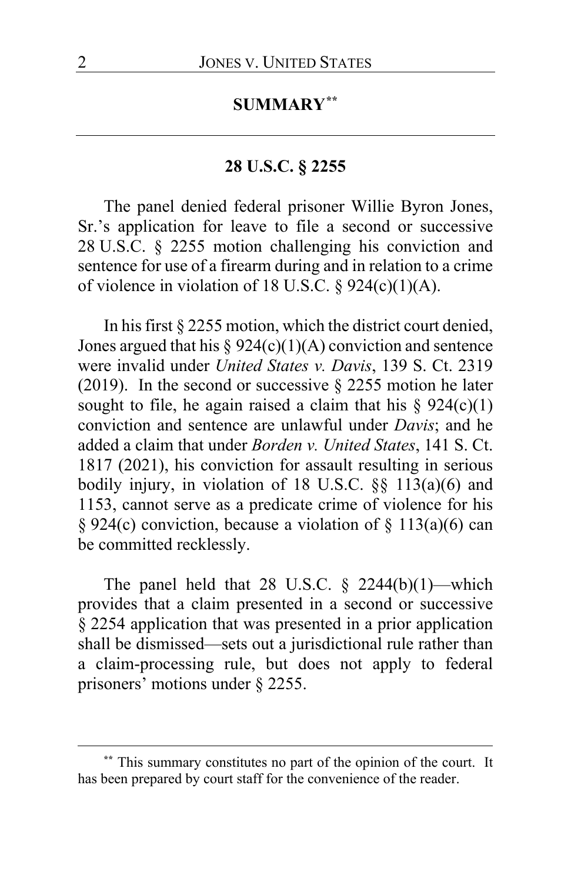## SUMMARY[**]

### 28 U.S.C. § 2255

The panel denied federal prisoner Willie Byron Jones, Sr.'s application for leave to file a second or successive 28 U.S.C. § 2255 motion challenging his conviction and sentence for use of a firearm during and in relation to a crime of violence in violation of 18 U.S.C. § 924(c)(1)(A).

In his first § 2255 motion, which the district court denied, Jones argued that his § 924(c)(1)(A) conviction and sentence were invalid under *United States v. Davis*, 139 S. Ct. 2319 (2019). In the second or successive § 2255 motion he later sought to file, he again raised a claim that his § 924(c)(1) conviction and sentence are unlawful under *Davis*; and he added a claim that under *Borden v. United States*, 141 S. Ct. 1817 (2021), his conviction for assault resulting in serious bodily injury, in violation of 18 U.S.C. §§ 113(a)(6) and 1153, cannot serve as a predicate crime of violence for his § 924(c) conviction, because a violation of § 113(a)(6) can be committed recklessly.

The panel held that 28 U.S.C. § 2244(b)(1)—which provides that a claim presented in a second or successive § 2254 application that was presented in a prior application shall be dismissed—sets out a jurisdictional rule rather than a claim-processing rule, but does not apply to federal prisoners' motions under § 2255.

---

[**] This summary constitutes no part of the opinion of the court. It has been prepared by court staff for the convenience of the reader.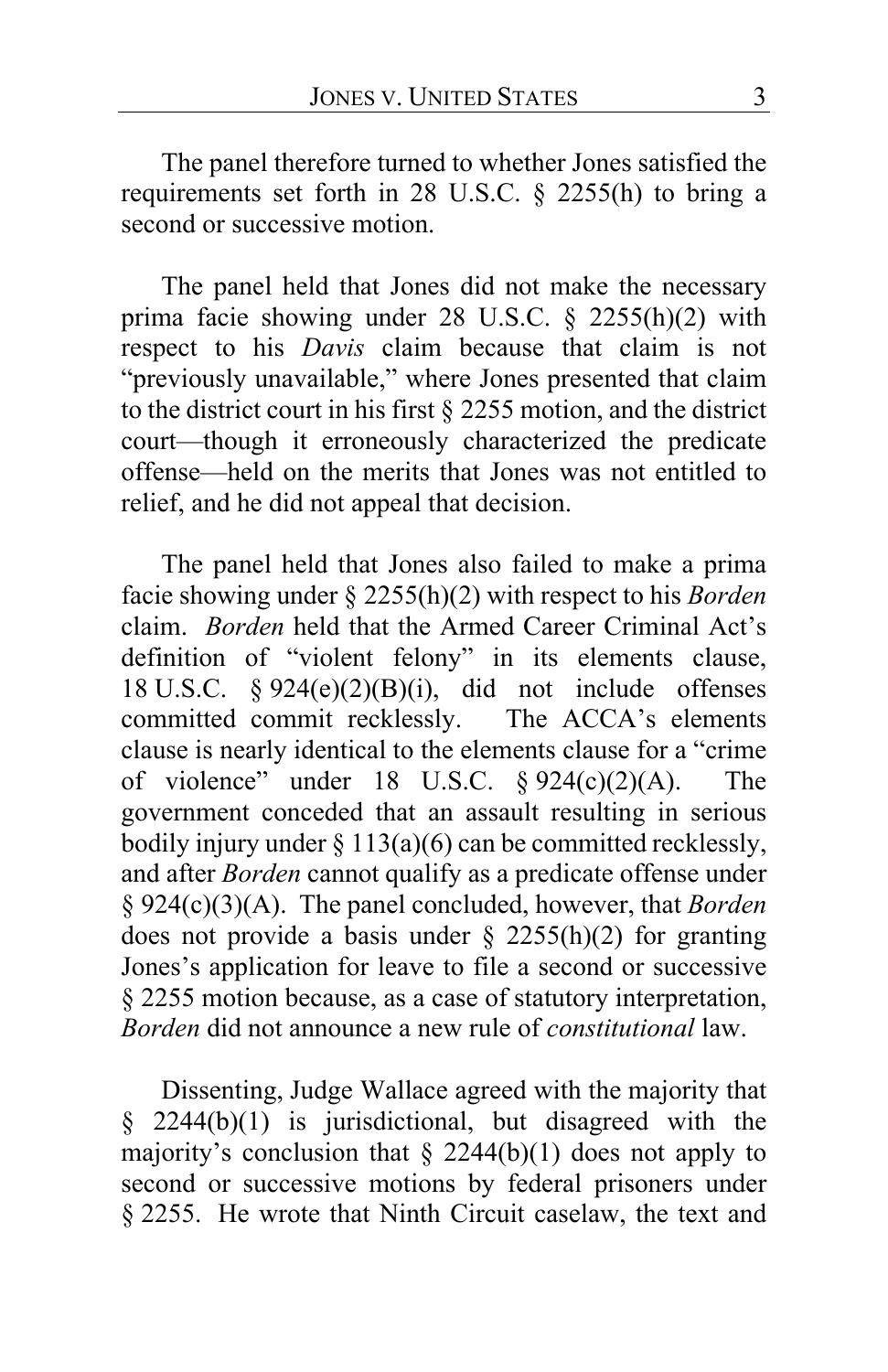The panel therefore turned to whether Jones satisfied the requirements set forth in 28 U.S.C. § 2255(h) to bring a second or successive motion.

The panel held that Jones did not make the necessary prima facie showing under 28 U.S.C. § 2255(h)(2) with respect to his *Davis* claim because that claim is not "previously unavailable," where Jones presented that claim to the district court in his first § 2255 motion, and the district court—though it erroneously characterized the predicate offense—held on the merits that Jones was not entitled to relief, and he did not appeal that decision.

The panel held that Jones also failed to make a prima facie showing under § 2255(h)(2) with respect to his *Borden* claim. *Borden* held that the Armed Career Criminal Act's definition of "violent felony" in its elements clause, 18 U.S.C. § 924(e)(2)(B)(i), did not include offenses committed commit recklessly. The ACCA's elements clause is nearly identical to the elements clause for a "crime of violence" under 18 U.S.C. § 924(c)(2)(A). The government conceded that an assault resulting in serious bodily injury under § 113(a)(6) can be committed recklessly, and after *Borden* cannot qualify as a predicate offense under § 924(c)(3)(A). The panel concluded, however, that *Borden* does not provide a basis under § 2255(h)(2) for granting Jones's application for leave to file a second or successive § 2255 motion because, as a case of statutory interpretation, *Borden* did not announce a new rule of *constitutional* law.

Dissenting, Judge Wallace agreed with the majority that § 2244(b)(1) is jurisdictional, but disagreed with the majority's conclusion that § 2244(b)(1) does not apply to second or successive motions by federal prisoners under § 2255. He wrote that Ninth Circuit caselaw, the text and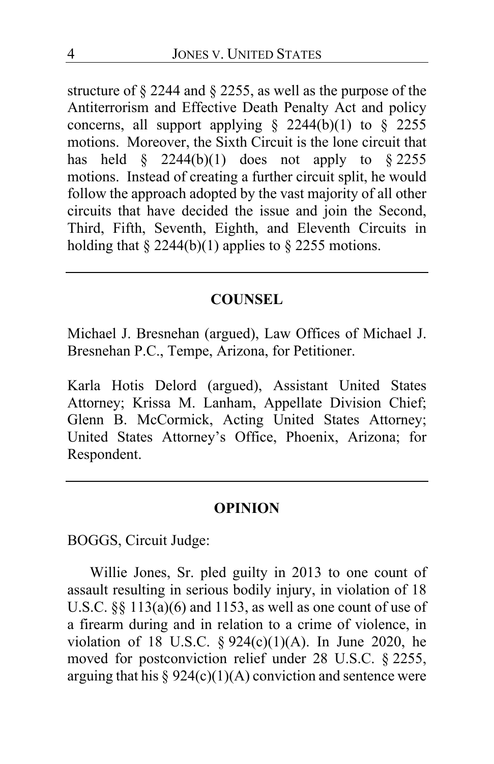structure of § 2244 and § 2255, as well as the purpose of the Antiterrorism and Effective Death Penalty Act and policy concerns, all support applying § 2244(b)(1) to § 2255 motions. Moreover, the Sixth Circuit is the lone circuit that has held § 2244(b)(1) does not apply to § 2255 motions. Instead of creating a further circuit split, he would follow the approach adopted by the vast majority of all other circuits that have decided the issue and join the Second, Third, Fifth, Seventh, Eighth, and Eleventh Circuits in holding that § 2244(b)(1) applies to § 2255 motions.

---

## COUNSEL

Michael J. Bresnehan (argued), Law Offices of Michael J. Bresnehan P.C., Tempe, Arizona, for Petitioner.

Karla Hotis Delord (argued), Assistant United States Attorney; Krissa M. Lanham, Appellate Division Chief; Glenn B. McCormick, Acting United States Attorney; United States Attorney's Office, Phoenix, Arizona; for Respondent.

---

## OPINION

BOGGS, Circuit Judge:

Willie Jones, Sr. pled guilty in 2013 to one count of assault resulting in serious bodily injury, in violation of 18 U.S.C. §§ 113(a)(6) and 1153, as well as one count of use of a firearm during and in relation to a crime of violence, in violation of 18 U.S.C. § 924(c)(1)(A). In June 2020, he moved for postconviction relief under 28 U.S.C. § 2255, arguing that his § 924(c)(1)(A) conviction and sentence were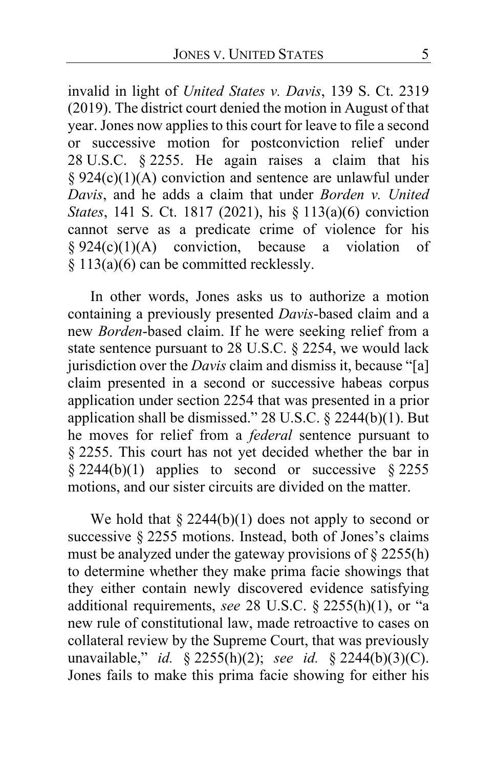invalid in light of *United States v. Davis*, 139 S. Ct. 2319 (2019). The district court denied the motion in August of that year. Jones now applies to this court for leave to file a second or successive motion for postconviction relief under 28 U.S.C. § 2255. He again raises a claim that his § 924(c)(1)(A) conviction and sentence are unlawful under *Davis*, and he adds a claim that under *Borden v. United States*, 141 S. Ct. 1817 (2021), his § 113(a)(6) conviction cannot serve as a predicate crime of violence for his § 924(c)(1)(A) conviction, because a violation of § 113(a)(6) can be committed recklessly.

In other words, Jones asks us to authorize a motion containing a previously presented *Davis*-based claim and a new *Borden*-based claim. If he were seeking relief from a state sentence pursuant to 28 U.S.C. § 2254, we would lack jurisdiction over the *Davis* claim and dismiss it, because "[a] claim presented in a second or successive habeas corpus application under section 2254 that was presented in a prior application shall be dismissed." 28 U.S.C. § 2244(b)(1). But he moves for relief from a *federal* sentence pursuant to § 2255. This court has not yet decided whether the bar in § 2244(b)(1) applies to second or successive § 2255 motions, and our sister circuits are divided on the matter.

We hold that § 2244(b)(1) does not apply to second or successive § 2255 motions. Instead, both of Jones's claims must be analyzed under the gateway provisions of § 2255(h) to determine whether they make prima facie showings that they either contain newly discovered evidence satisfying additional requirements, *see* 28 U.S.C. § 2255(h)(1), or "a new rule of constitutional law, made retroactive to cases on collateral review by the Supreme Court, that was previously unavailable," *id.* § 2255(h)(2); *see id.* § 2244(b)(3)(C). Jones fails to make this prima facie showing for either his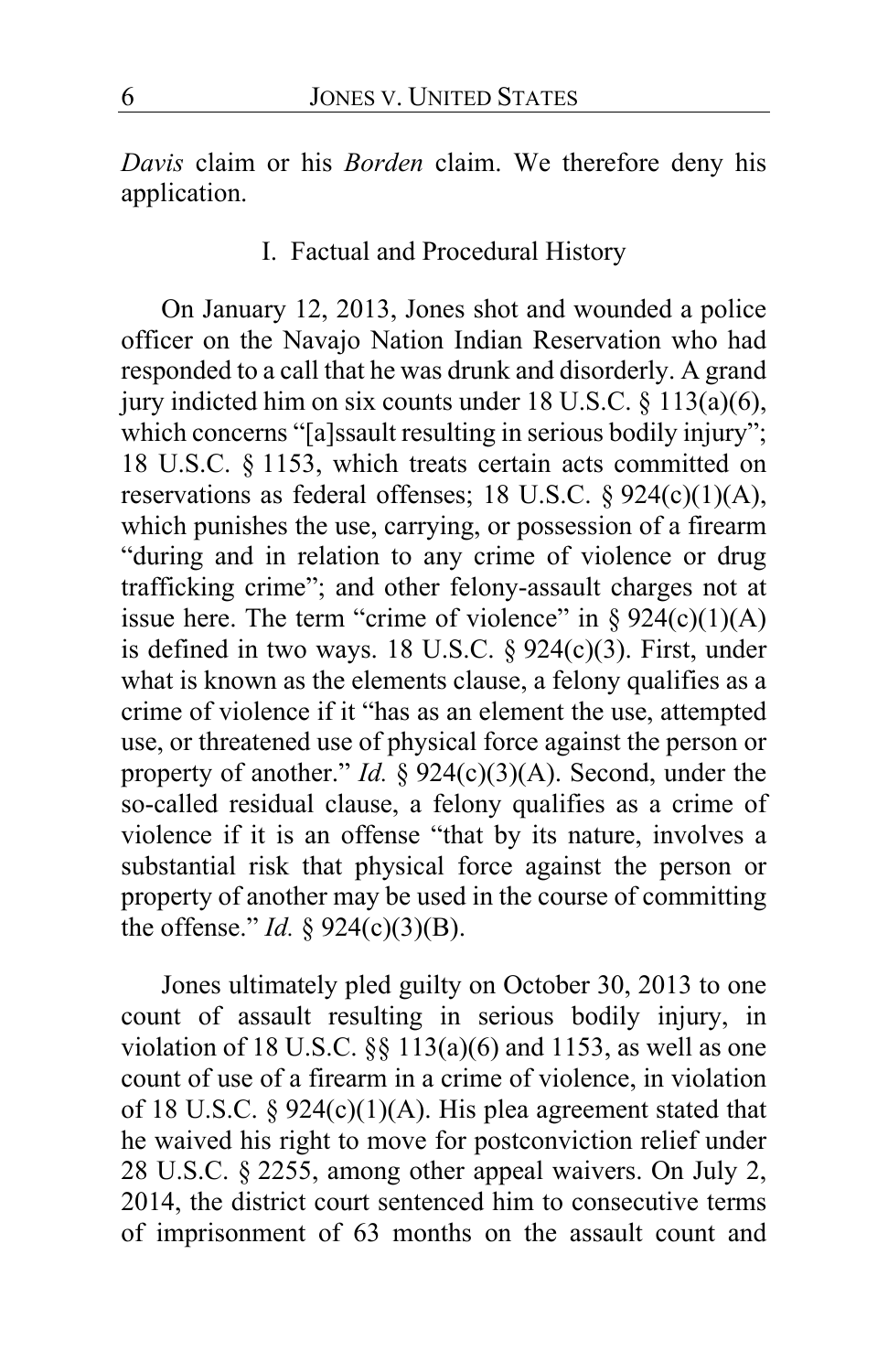*Davis* claim or his *Borden* claim. We therefore deny his application.

## I. Factual and Procedural History

On January 12, 2013, Jones shot and wounded a police officer on the Navajo Nation Indian Reservation who had responded to a call that he was drunk and disorderly. A grand jury indicted him on six counts under 18 U.S.C. § 113(a)(6), which concerns "[a]ssault resulting in serious bodily injury"; 18 U.S.C. § 1153, which treats certain acts committed on reservations as federal offenses; 18 U.S.C. § 924(c)(1)(A), which punishes the use, carrying, or possession of a firearm "during and in relation to any crime of violence or drug trafficking crime"; and other felony-assault charges not at issue here. The term "crime of violence" in § 924(c)(1)(A) is defined in two ways. 18 U.S.C. § 924(c)(3). First, under what is known as the elements clause, a felony qualifies as a crime of violence if it "has as an element the use, attempted use, or threatened use of physical force against the person or property of another." *Id.* § 924(c)(3)(A). Second, under the so-called residual clause, a felony qualifies as a crime of violence if it is an offense "that by its nature, involves a substantial risk that physical force against the person or property of another may be used in the course of committing the offense." *Id.* § 924(c)(3)(B).

Jones ultimately pled guilty on October 30, 2013 to one count of assault resulting in serious bodily injury, in violation of 18 U.S.C. §§ 113(a)(6) and 1153, as well as one count of use of a firearm in a crime of violence, in violation of 18 U.S.C. § 924(c)(1)(A). His plea agreement stated that he waived his right to move for postconviction relief under 28 U.S.C. § 2255, among other appeal waivers. On July 2, 2014, the district court sentenced him to consecutive terms of imprisonment of 63 months on the assault count and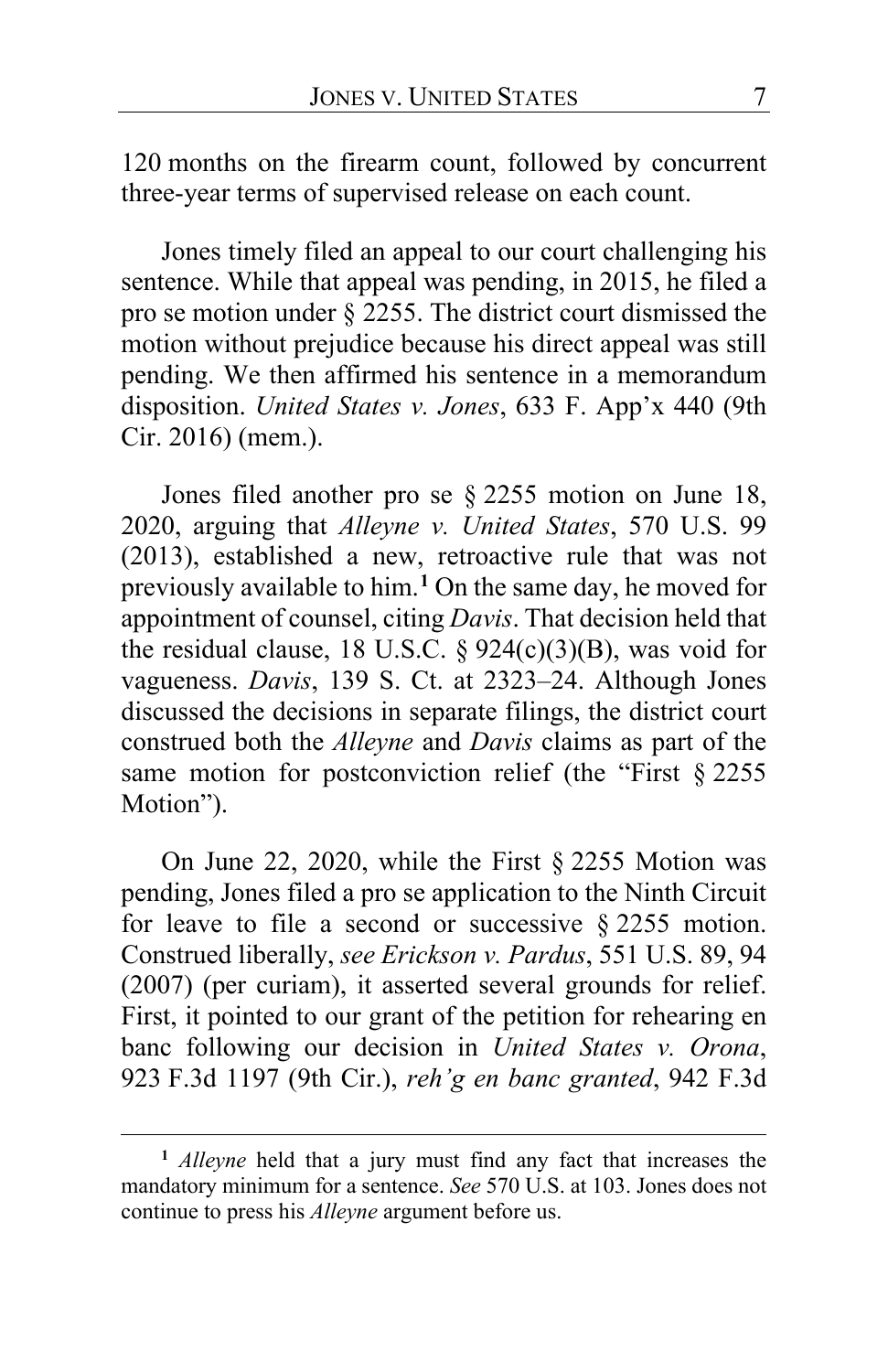120 months on the firearm count, followed by concurrent three-year terms of supervised release on each count.

Jones timely filed an appeal to our court challenging his sentence. While that appeal was pending, in 2015, he filed a pro se motion under § 2255. The district court dismissed the motion without prejudice because his direct appeal was still pending. We then affirmed his sentence in a memorandum disposition. *United States v. Jones*, 633 F. App'x 440 (9th Cir. 2016) (mem.).

Jones filed another pro se § 2255 motion on June 18, 2020, arguing that *Alleyne v. United States*, 570 U.S. 99 (2013), established a new, retroactive rule that was not previously available to him.[1] On the same day, he moved for appointment of counsel, citing *Davis*. That decision held that the residual clause, 18 U.S.C. § 924(c)(3)(B), was void for vagueness. *Davis*, 139 S. Ct. at 2323–24. Although Jones discussed the decisions in separate filings, the district court construed both the *Alleyne* and *Davis* claims as part of the same motion for postconviction relief (the "First § 2255 Motion").

On June 22, 2020, while the First § 2255 Motion was pending, Jones filed a pro se application to the Ninth Circuit for leave to file a second or successive § 2255 motion. Construed liberally, *see Erickson v. Pardus*, 551 U.S. 89, 94 (2007) (per curiam), it asserted several grounds for relief. First, it pointed to our grant of the petition for rehearing en banc following our decision in *United States v. Orona*, 923 F.3d 1197 (9th Cir.), *reh'g en banc granted*, 942 F.3d

[1] *Alleyne* held that a jury must find any fact that increases the mandatory minimum for a sentence. *See* 570 U.S. at 103. Jones does not continue to press his *Alleyne* argument before us.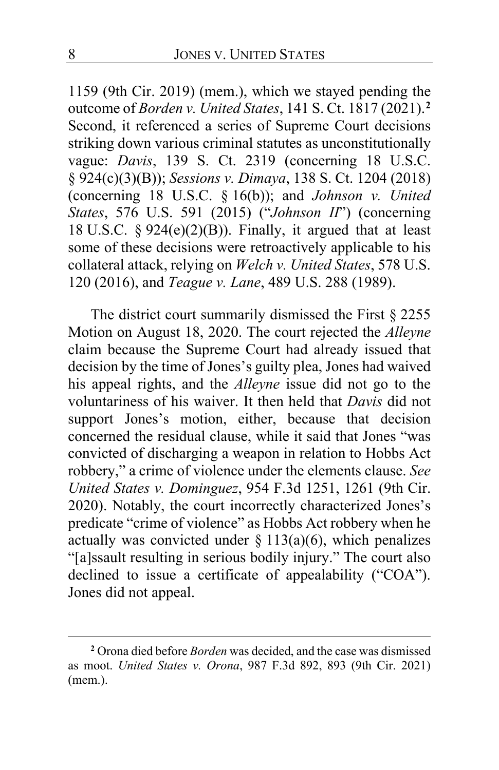1159 (9th Cir. 2019) (mem.), which we stayed pending the outcome of *Borden v. United States*, 141 S. Ct. 1817 (2021).[2] Second, it referenced a series of Supreme Court decisions striking down various criminal statutes as unconstitutionally vague: *Davis*, 139 S. Ct. 2319 (concerning 18 U.S.C. § 924(c)(3)(B)); *Sessions v. Dimaya*, 138 S. Ct. 1204 (2018) (concerning 18 U.S.C. § 16(b)); and *Johnson v. United States*, 576 U.S. 591 (2015) ("*Johnson II*") (concerning 18 U.S.C. § 924(e)(2)(B)). Finally, it argued that at least some of these decisions were retroactively applicable to his collateral attack, relying on *Welch v. United States*, 578 U.S. 120 (2016), and *Teague v. Lane*, 489 U.S. 288 (1989).

The district court summarily dismissed the First § 2255 Motion on August 18, 2020. The court rejected the *Alleyne* claim because the Supreme Court had already issued that decision by the time of Jones's guilty plea, Jones had waived his appeal rights, and the *Alleyne* issue did not go to the voluntariness of his waiver. It then held that *Davis* did not support Jones's motion, either, because that decision concerned the residual clause, while it said that Jones "was convicted of discharging a weapon in relation to Hobbs Act robbery," a crime of violence under the elements clause. *See United States v. Dominguez*, 954 F.3d 1251, 1261 (9th Cir. 2020). Notably, the court incorrectly characterized Jones's predicate "crime of violence" as Hobbs Act robbery when he actually was convicted under § 113(a)(6), which penalizes "[a]ssault resulting in serious bodily injury." The court also declined to issue a certificate of appealability ("COA"). Jones did not appeal.

---

[2] Orona died before *Borden* was decided, and the case was dismissed as moot. *United States v. Orona*, 987 F.3d 892, 893 (9th Cir. 2021) (mem.).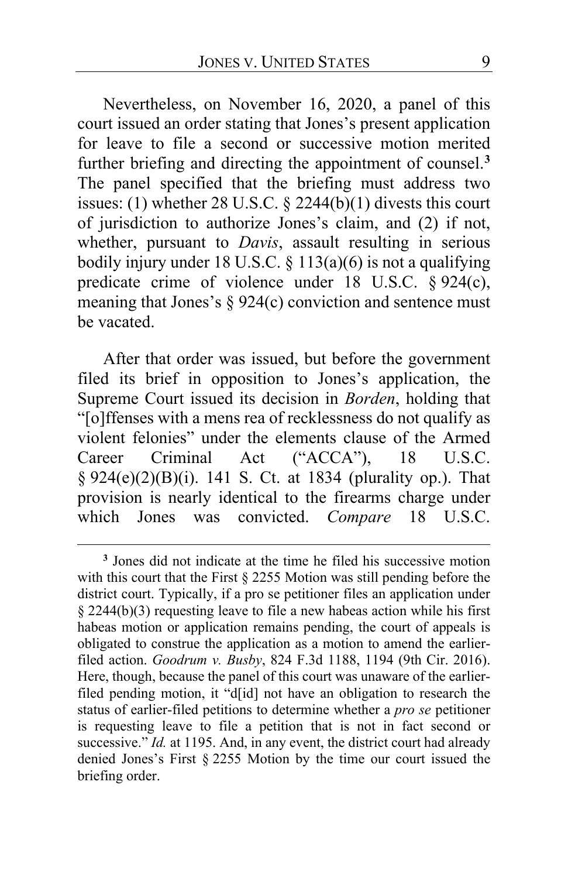Nevertheless, on November 16, 2020, a panel of this court issued an order stating that Jones's present application for leave to file a second or successive motion merited further briefing and directing the appointment of counsel.[3] The panel specified that the briefing must address two issues: (1) whether 28 U.S.C. § 2244(b)(1) divests this court of jurisdiction to authorize Jones's claim, and (2) if not, whether, pursuant to *Davis*, assault resulting in serious bodily injury under 18 U.S.C. § 113(a)(6) is not a qualifying predicate crime of violence under 18 U.S.C. § 924(c), meaning that Jones's § 924(c) conviction and sentence must be vacated.

After that order was issued, but before the government filed its brief in opposition to Jones's application, the Supreme Court issued its decision in *Borden*, holding that "[o]ffenses with a mens rea of recklessness do not qualify as violent felonies" under the elements clause of the Armed Career Criminal Act ("ACCA"), 18 U.S.C. § 924(e)(2)(B)(i). 141 S. Ct. at 1834 (plurality op.). That provision is nearly identical to the firearms charge under which Jones was convicted. *Compare* 18 U.S.C.

[3] Jones did not indicate at the time he filed his successive motion with this court that the First § 2255 Motion was still pending before the district court. Typically, if a pro se petitioner files an application under § 2244(b)(3) requesting leave to file a new habeas action while his first habeas motion or application remains pending, the court of appeals is obligated to construe the application as a motion to amend the earlier-filed action. *Goodrum v. Busby*, 824 F.3d 1188, 1194 (9th Cir. 2016). Here, though, because the panel of this court was unaware of the earlier-filed pending motion, it "d[id] not have an obligation to research the status of earlier-filed petitions to determine whether a *pro se* petitioner is requesting leave to file a petition that is not in fact second or successive." *Id.* at 1195. And, in any event, the district court had already denied Jones's First § 2255 Motion by the time our court issued the briefing order.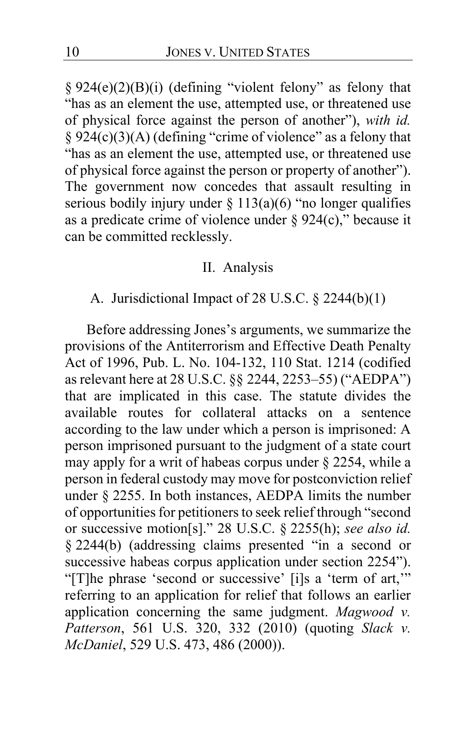§ 924(e)(2)(B)(i) (defining "violent felony" as felony that "has as an element the use, attempted use, or threatened use of physical force against the person of another"), *with id.* § 924(c)(3)(A) (defining "crime of violence" as a felony that "has as an element the use, attempted use, or threatened use of physical force against the person or property of another"). The government now concedes that assault resulting in serious bodily injury under § 113(a)(6) "no longer qualifies as a predicate crime of violence under § 924(c)," because it can be committed recklessly.

## II. Analysis

### A. Jurisdictional Impact of 28 U.S.C. § 2244(b)(1)

Before addressing Jones's arguments, we summarize the provisions of the Antiterrorism and Effective Death Penalty Act of 1996, Pub. L. No. 104-132, 110 Stat. 1214 (codified as relevant here at 28 U.S.C. §§ 2244, 2253–55) ("AEDPA") that are implicated in this case. The statute divides the available routes for collateral attacks on a sentence according to the law under which a person is imprisoned: A person imprisoned pursuant to the judgment of a state court may apply for a writ of habeas corpus under § 2254, while a person in federal custody may move for postconviction relief under § 2255. In both instances, AEDPA limits the number of opportunities for petitioners to seek relief through "second or successive motion[s]." 28 U.S.C. § 2255(h); *see also id.* § 2244(b) (addressing claims presented "in a second or successive habeas corpus application under section 2254"). "[T]he phrase 'second or successive' [i]s a 'term of art,'" referring to an application for relief that follows an earlier application concerning the same judgment. *Magwood v. Patterson*, 561 U.S. 320, 332 (2010) (quoting *Slack v. McDaniel*, 529 U.S. 473, 486 (2000)).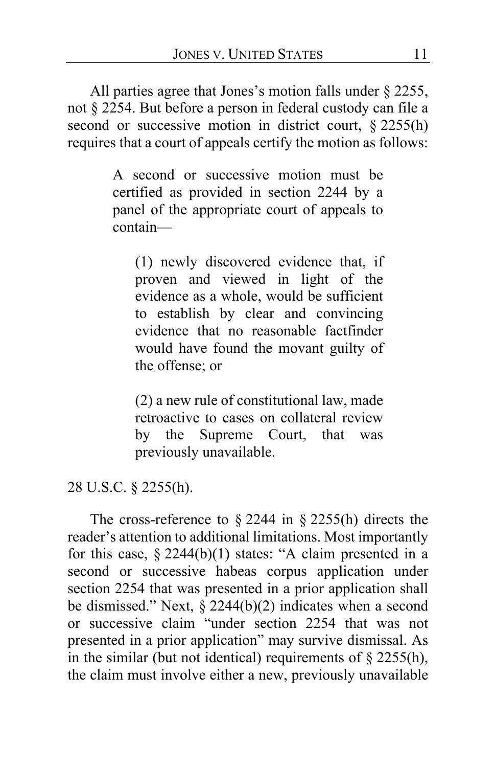All parties agree that Jones's motion falls under § 2255, not § 2254. But before a person in federal custody can file a second or successive motion in district court, § 2255(h) requires that a court of appeals certify the motion as follows:

> A second or successive motion must be certified as provided in section 2244 by a panel of the appropriate court of appeals to contain—
>
> > (1) newly discovered evidence that, if proven and viewed in light of the evidence as a whole, would be sufficient to establish by clear and convincing evidence that no reasonable factfinder would have found the movant guilty of the offense; or
> >
> > (2) a new rule of constitutional law, made retroactive to cases on collateral review by the Supreme Court, that was previously unavailable.

28 U.S.C. § 2255(h).

The cross-reference to § 2244 in § 2255(h) directs the reader's attention to additional limitations. Most importantly for this case, § 2244(b)(1) states: "A claim presented in a second or successive habeas corpus application under section 2254 that was presented in a prior application shall be dismissed." Next, § 2244(b)(2) indicates when a second or successive claim "under section 2254 that was not presented in a prior application" may survive dismissal. As in the similar (but not identical) requirements of § 2255(h), the claim must involve either a new, previously unavailable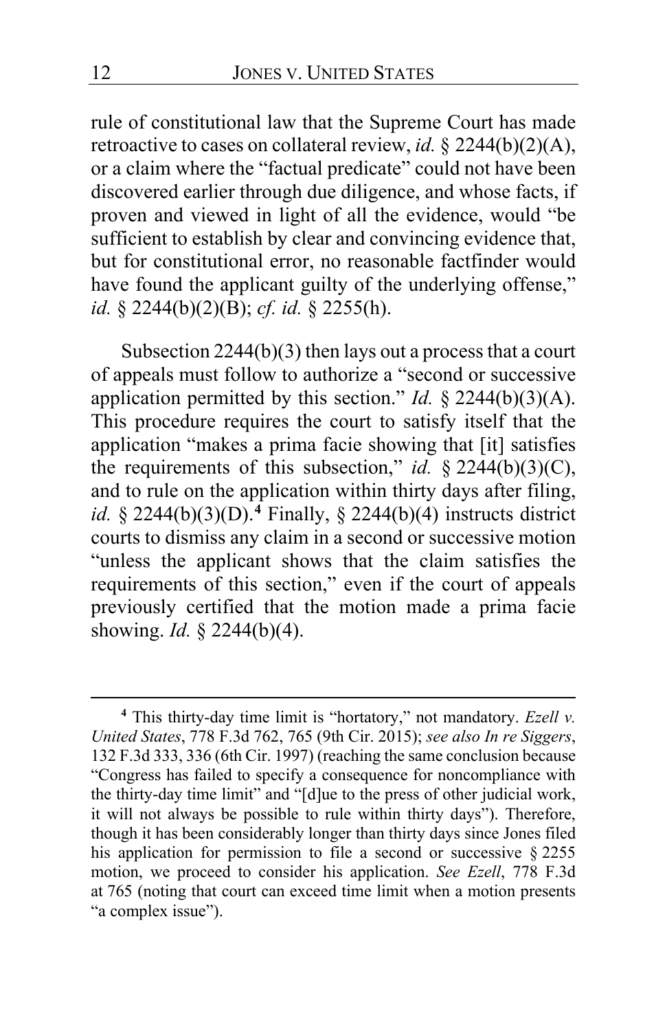rule of constitutional law that the Supreme Court has made retroactive to cases on collateral review, *id.* § 2244(b)(2)(A), or a claim where the "factual predicate" could not have been discovered earlier through due diligence, and whose facts, if proven and viewed in light of all the evidence, would "be sufficient to establish by clear and convincing evidence that, but for constitutional error, no reasonable factfinder would have found the applicant guilty of the underlying offense," *id.* § 2244(b)(2)(B); *cf. id.* § 2255(h).

Subsection 2244(b)(3) then lays out a process that a court of appeals must follow to authorize a "second or successive application permitted by this section." *Id.* § 2244(b)(3)(A). This procedure requires the court to satisfy itself that the application "makes a prima facie showing that [it] satisfies the requirements of this subsection," *id.* § 2244(b)(3)(C), and to rule on the application within thirty days after filing, *id.* § 2244(b)(3)(D).[4] Finally, § 2244(b)(4) instructs district courts to dismiss any claim in a second or successive motion "unless the applicant shows that the claim satisfies the requirements of this section," even if the court of appeals previously certified that the motion made a prima facie showing. *Id.* § 2244(b)(4).

---

[4] This thirty-day time limit is "hortatory," not mandatory. *Ezell v. United States*, 778 F.3d 762, 765 (9th Cir. 2015); *see also In re Siggers*, 132 F.3d 333, 336 (6th Cir. 1997) (reaching the same conclusion because "Congress has failed to specify a consequence for noncompliance with the thirty-day time limit" and "[d]ue to the press of other judicial work, it will not always be possible to rule within thirty days"). Therefore, though it has been considerably longer than thirty days since Jones filed his application for permission to file a second or successive § 2255 motion, we proceed to consider his application. *See Ezell*, 778 F.3d at 765 (noting that court can exceed time limit when a motion presents "a complex issue").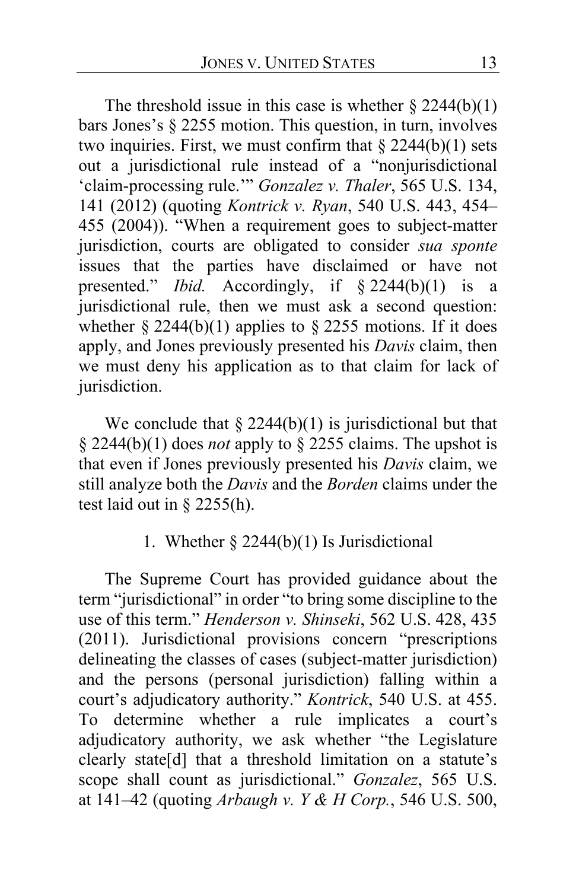The threshold issue in this case is whether § 2244(b)(1) bars Jones's § 2255 motion. This question, in turn, involves two inquiries. First, we must confirm that § 2244(b)(1) sets out a jurisdictional rule instead of a "nonjurisdictional 'claim-processing rule.'" *Gonzalez v. Thaler*, 565 U.S. 134, 141 (2012) (quoting *Kontrick v. Ryan*, 540 U.S. 443, 454–455 (2004)). "When a requirement goes to subject-matter jurisdiction, courts are obligated to consider *sua sponte* issues that the parties have disclaimed or have not presented." *Ibid.* Accordingly, if § 2244(b)(1) is a jurisdictional rule, then we must ask a second question: whether § 2244(b)(1) applies to § 2255 motions. If it does apply, and Jones previously presented his *Davis* claim, then we must deny his application as to that claim for lack of jurisdiction.

We conclude that § 2244(b)(1) is jurisdictional but that § 2244(b)(1) does *not* apply to § 2255 claims. The upshot is that even if Jones previously presented his *Davis* claim, we still analyze both the *Davis* and the *Borden* claims under the test laid out in § 2255(h).

1. Whether § 2244(b)(1) Is Jurisdictional

The Supreme Court has provided guidance about the term "jurisdictional" in order "to bring some discipline to the use of this term." *Henderson v. Shinseki*, 562 U.S. 428, 435 (2011). Jurisdictional provisions concern "prescriptions delineating the classes of cases (subject-matter jurisdiction) and the persons (personal jurisdiction) falling within a court's adjudicatory authority." *Kontrick*, 540 U.S. at 455. To determine whether a rule implicates a court's adjudicatory authority, we ask whether "the Legislature clearly state[d] that a threshold limitation on a statute's scope shall count as jurisdictional." *Gonzalez*, 565 U.S. at 141–42 (quoting *Arbaugh v. Y & H Corp.*, 546 U.S. 500,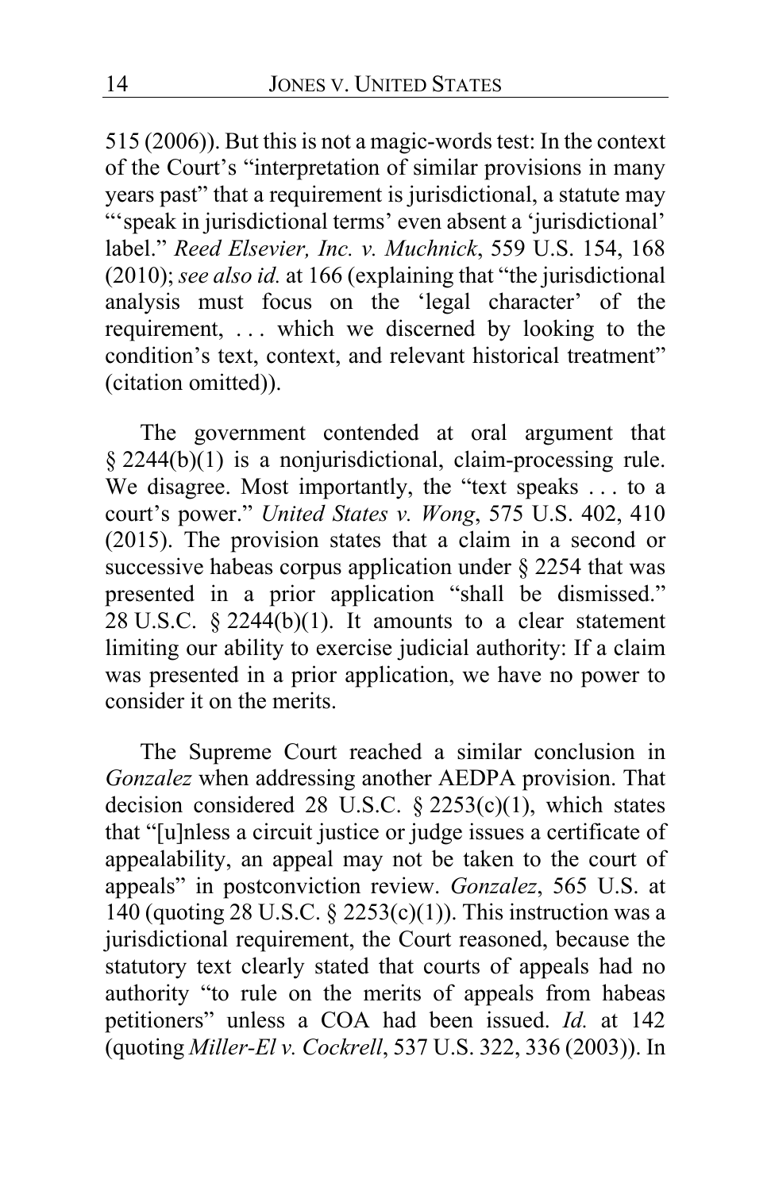515 (2006)). But this is not a magic-words test: In the context of the Court's "interpretation of similar provisions in many years past" that a requirement is jurisdictional, a statute may "'speak in jurisdictional terms' even absent a 'jurisdictional' label." *Reed Elsevier, Inc. v. Muchnick*, 559 U.S. 154, 168 (2010); *see also id.* at 166 (explaining that "the jurisdictional analysis must focus on the 'legal character' of the requirement, . . . which we discerned by looking to the condition's text, context, and relevant historical treatment" (citation omitted)).

The government contended at oral argument that § 2244(b)(1) is a nonjurisdictional, claim-processing rule. We disagree. Most importantly, the "text speaks . . . to a court's power." *United States v. Wong*, 575 U.S. 402, 410 (2015). The provision states that a claim in a second or successive habeas corpus application under § 2254 that was presented in a prior application "shall be dismissed." 28 U.S.C. § 2244(b)(1). It amounts to a clear statement limiting our ability to exercise judicial authority: If a claim was presented in a prior application, we have no power to consider it on the merits.

The Supreme Court reached a similar conclusion in *Gonzalez* when addressing another AEDPA provision. That decision considered 28 U.S.C. § 2253(c)(1), which states that "[u]nless a circuit justice or judge issues a certificate of appealability, an appeal may not be taken to the court of appeals" in postconviction review. *Gonzalez*, 565 U.S. at 140 (quoting 28 U.S.C. § 2253(c)(1)). This instruction was a jurisdictional requirement, the Court reasoned, because the statutory text clearly stated that courts of appeals had no authority "to rule on the merits of appeals from habeas petitioners" unless a COA had been issued. *Id.* at 142 (quoting *Miller-El v. Cockrell*, 537 U.S. 322, 336 (2003)). In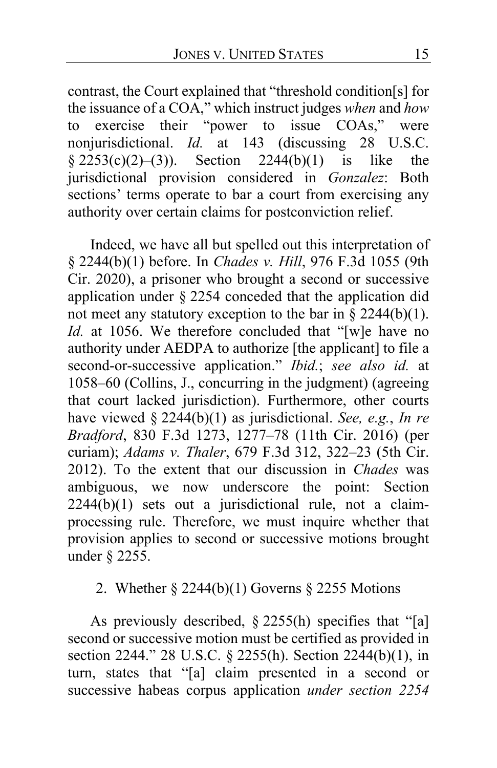contrast, the Court explained that "threshold condition[s] for the issuance of a COA," which instruct judges *when* and *how* to exercise their "power to issue COAs," were nonjurisdictional. *Id.* at 143 (discussing 28 U.S.C. § 2253(c)(2)–(3)). Section 2244(b)(1) is like the jurisdictional provision considered in *Gonzalez*: Both sections' terms operate to bar a court from exercising any authority over certain claims for postconviction relief.

Indeed, we have all but spelled out this interpretation of § 2244(b)(1) before. In *Chades v. Hill*, 976 F.3d 1055 (9th Cir. 2020), a prisoner who brought a second or successive application under § 2254 conceded that the application did not meet any statutory exception to the bar in § 2244(b)(1). *Id.* at 1056. We therefore concluded that "[w]e have no authority under AEDPA to authorize [the applicant] to file a second-or-successive application." *Ibid.*; *see also id.* at 1058–60 (Collins, J., concurring in the judgment) (agreeing that court lacked jurisdiction). Furthermore, other courts have viewed § 2244(b)(1) as jurisdictional. *See, e.g.*, *In re Bradford*, 830 F.3d 1273, 1277–78 (11th Cir. 2016) (per curiam); *Adams v. Thaler*, 679 F.3d 312, 322–23 (5th Cir. 2012). To the extent that our discussion in *Chades* was ambiguous, we now underscore the point: Section 2244(b)(1) sets out a jurisdictional rule, not a claim-processing rule. Therefore, we must inquire whether that provision applies to second or successive motions brought under § 2255.

### 2. Whether § 2244(b)(1) Governs § 2255 Motions

As previously described, § 2255(h) specifies that "[a] second or successive motion must be certified as provided in section 2244." 28 U.S.C. § 2255(h). Section 2244(b)(1), in turn, states that "[a] claim presented in a second or successive habeas corpus application *under section 2254*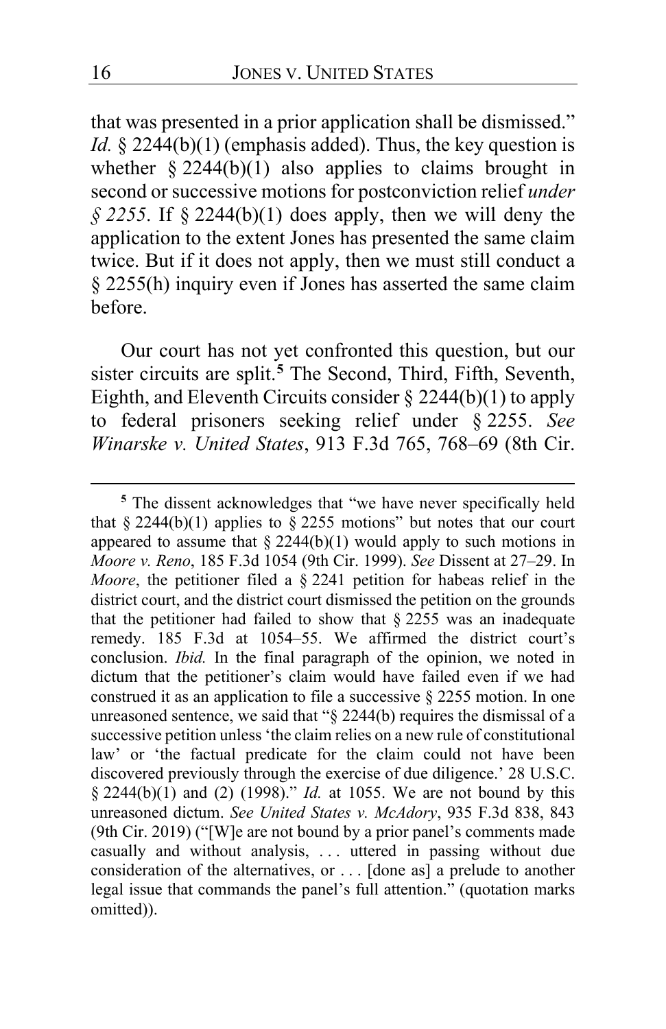that was presented in a prior application shall be dismissed." *Id.* § 2244(b)(1) (emphasis added). Thus, the key question is whether § 2244(b)(1) also applies to claims brought in second or successive motions for postconviction relief *under § 2255*. If § 2244(b)(1) does apply, then we will deny the application to the extent Jones has presented the same claim twice. But if it does not apply, then we must still conduct a § 2255(h) inquiry even if Jones has asserted the same claim before.

Our court has not yet confronted this question, but our sister circuits are split.[5] The Second, Third, Fifth, Seventh, Eighth, and Eleventh Circuits consider § 2244(b)(1) to apply to federal prisoners seeking relief under § 2255. *See Winarske v. United States*, 913 F.3d 765, 768–69 (8th Cir.

---

[5] The dissent acknowledges that "we have never specifically held that § 2244(b)(1) applies to § 2255 motions" but notes that our court appeared to assume that § 2244(b)(1) would apply to such motions in *Moore v. Reno*, 185 F.3d 1054 (9th Cir. 1999). *See* Dissent at 27–29. In *Moore*, the petitioner filed a § 2241 petition for habeas relief in the district court, and the district court dismissed the petition on the grounds that the petitioner had failed to show that § 2255 was an inadequate remedy. 185 F.3d at 1054–55. We affirmed the district court's conclusion. *Ibid.* In the final paragraph of the opinion, we noted in dictum that the petitioner's claim would have failed even if we had construed it as an application to file a successive § 2255 motion. In one unreasoned sentence, we said that "§ 2244(b) requires the dismissal of a successive petition unless 'the claim relies on a new rule of constitutional law' or 'the factual predicate for the claim could not have been discovered previously through the exercise of due diligence.' 28 U.S.C. § 2244(b)(1) and (2) (1998)." *Id.* at 1055. We are not bound by this unreasoned dictum. *See United States v. McAdory*, 935 F.3d 838, 843 (9th Cir. 2019) ("[W]e are not bound by a prior panel's comments made casually and without analysis, . . . uttered in passing without due consideration of the alternatives, or . . . [done as] a prelude to another legal issue that commands the panel's full attention." (quotation marks omitted)).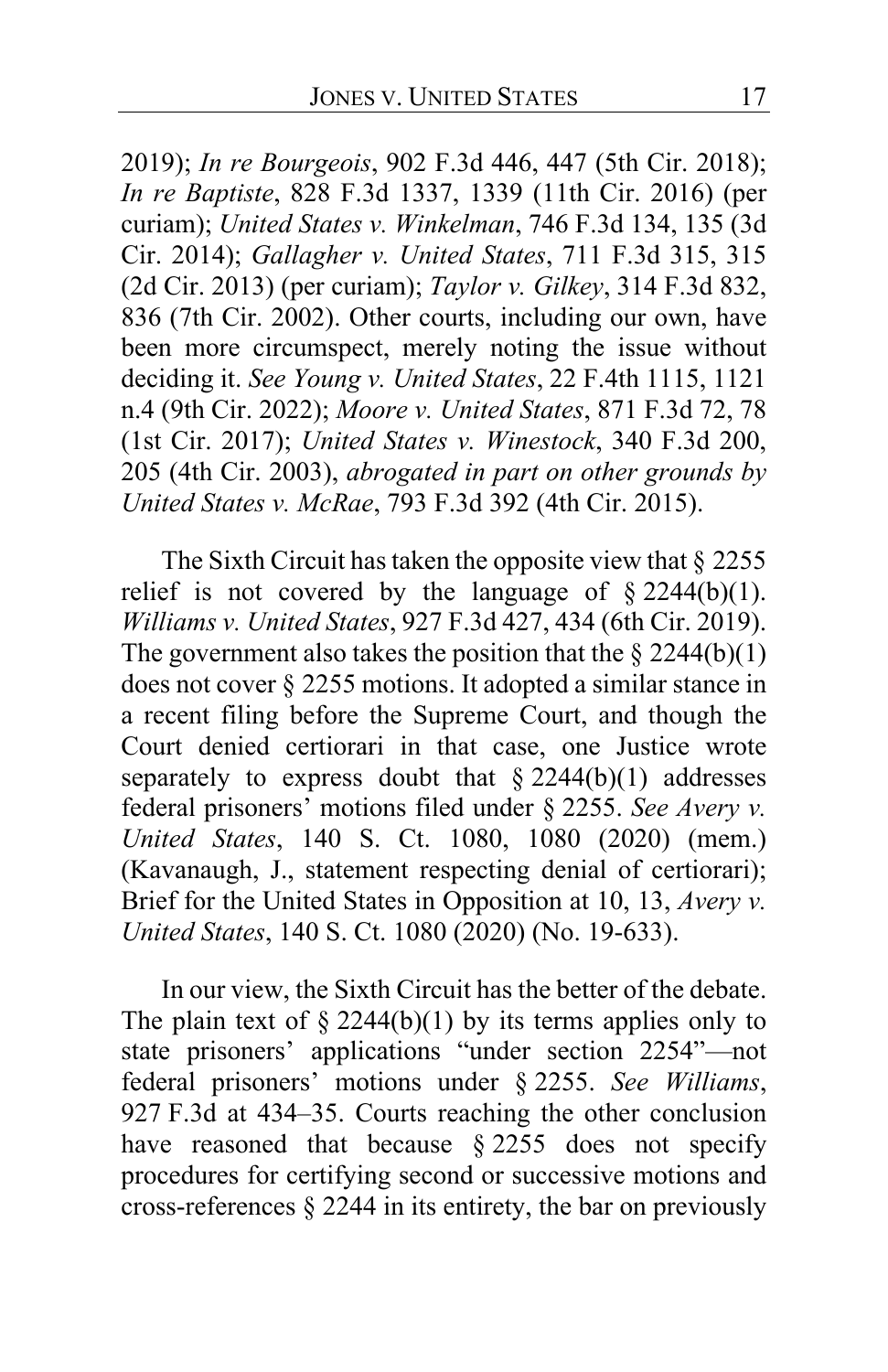2019); *In re Bourgeois*, 902 F.3d 446, 447 (5th Cir. 2018); *In re Baptiste*, 828 F.3d 1337, 1339 (11th Cir. 2016) (per curiam); *United States v. Winkelman*, 746 F.3d 134, 135 (3d Cir. 2014); *Gallagher v. United States*, 711 F.3d 315, 315 (2d Cir. 2013) (per curiam); *Taylor v. Gilkey*, 314 F.3d 832, 836 (7th Cir. 2002). Other courts, including our own, have been more circumspect, merely noting the issue without deciding it. *See Young v. United States*, 22 F.4th 1115, 1121 n.4 (9th Cir. 2022); *Moore v. United States*, 871 F.3d 72, 78 (1st Cir. 2017); *United States v. Winestock*, 340 F.3d 200, 205 (4th Cir. 2003), *abrogated in part on other grounds by United States v. McRae*, 793 F.3d 392 (4th Cir. 2015).

The Sixth Circuit has taken the opposite view that § 2255 relief is not covered by the language of § 2244(b)(1). *Williams v. United States*, 927 F.3d 427, 434 (6th Cir. 2019). The government also takes the position that the § 2244(b)(1) does not cover § 2255 motions. It adopted a similar stance in a recent filing before the Supreme Court, and though the Court denied certiorari in that case, one Justice wrote separately to express doubt that § 2244(b)(1) addresses federal prisoners' motions filed under § 2255. *See Avery v. United States*, 140 S. Ct. 1080, 1080 (2020) (mem.) (Kavanaugh, J., statement respecting denial of certiorari); Brief for the United States in Opposition at 10, 13, *Avery v. United States*, 140 S. Ct. 1080 (2020) (No. 19-633).

In our view, the Sixth Circuit has the better of the debate. The plain text of § 2244(b)(1) by its terms applies only to state prisoners' applications "under section 2254"—not federal prisoners' motions under § 2255. *See Williams*, 927 F.3d at 434–35. Courts reaching the other conclusion have reasoned that because § 2255 does not specify procedures for certifying second or successive motions and cross-references § 2244 in its entirety, the bar on previously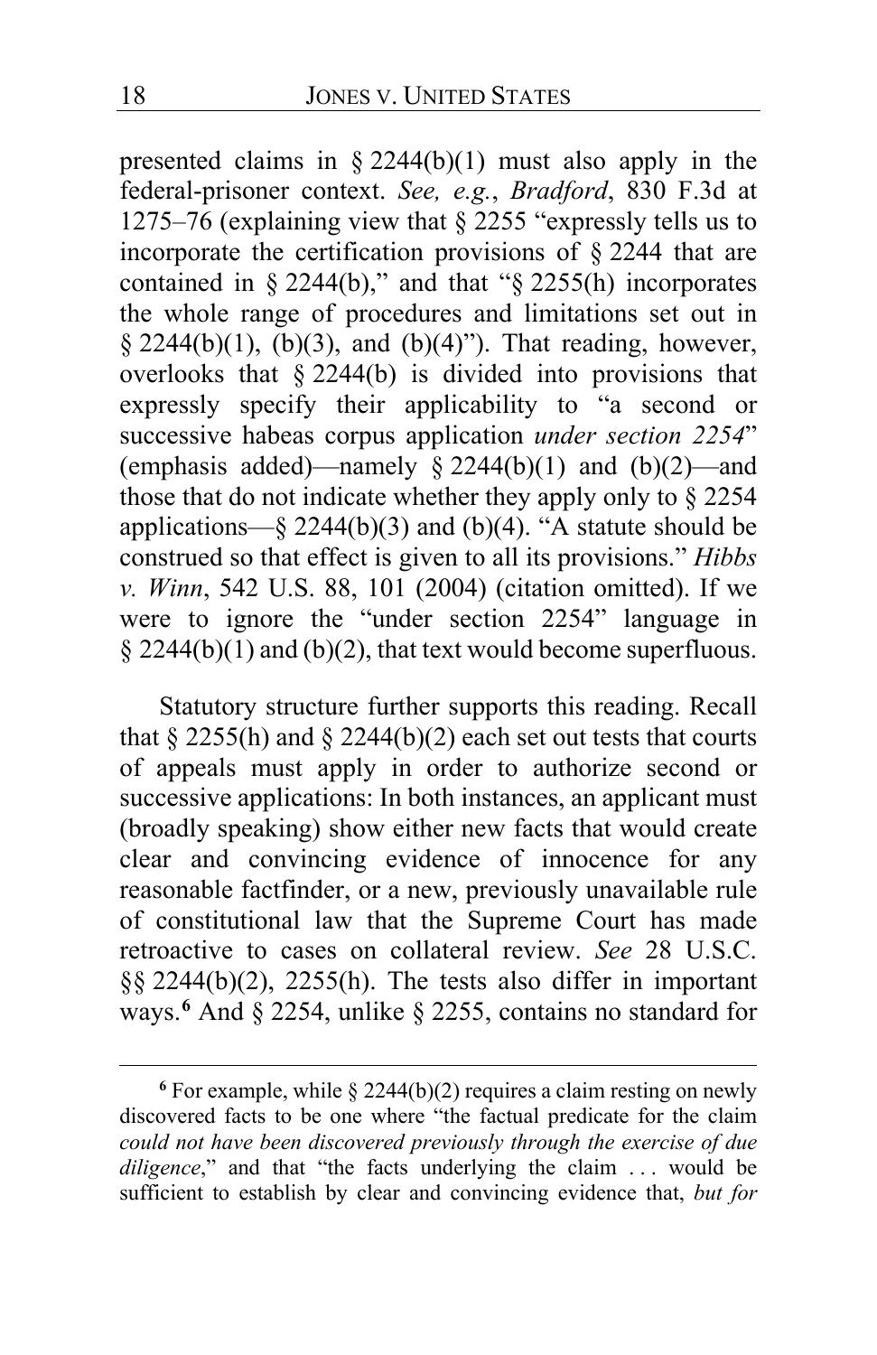presented claims in § 2244(b)(1) must also apply in the federal-prisoner context. *See, e.g.*, *Bradford*, 830 F.3d at 1275–76 (explaining view that § 2255 "expressly tells us to incorporate the certification provisions of § 2244 that are contained in § 2244(b)," and that "§ 2255(h) incorporates the whole range of procedures and limitations set out in § 2244(b)(1), (b)(3), and (b)(4)"). That reading, however, overlooks that § 2244(b) is divided into provisions that expressly specify their applicability to "a second or successive habeas corpus application *under section 2254*" (emphasis added)—namely § 2244(b)(1) and (b)(2)—and those that do not indicate whether they apply only to § 2254 applications—§ 2244(b)(3) and (b)(4). "A statute should be construed so that effect is given to all its provisions." *Hibbs v. Winn*, 542 U.S. 88, 101 (2004) (citation omitted). If we were to ignore the "under section 2254" language in § 2244(b)(1) and (b)(2), that text would become superfluous.

Statutory structure further supports this reading. Recall that § 2255(h) and § 2244(b)(2) each set out tests that courts of appeals must apply in order to authorize second or successive applications: In both instances, an applicant must (broadly speaking) show either new facts that would create clear and convincing evidence of innocence for any reasonable factfinder, or a new, previously unavailable rule of constitutional law that the Supreme Court has made retroactive to cases on collateral review. *See* 28 U.S.C. §§ 2244(b)(2), 2255(h). The tests also differ in important ways.[6] And § 2254, unlike § 2255, contains no standard for

[6] For example, while § 2244(b)(2) requires a claim resting on newly discovered facts to be one where "the factual predicate for the claim *could not have been discovered previously through the exercise of due diligence*," and that "the facts underlying the claim . . . would be sufficient to establish by clear and convincing evidence that, *but for*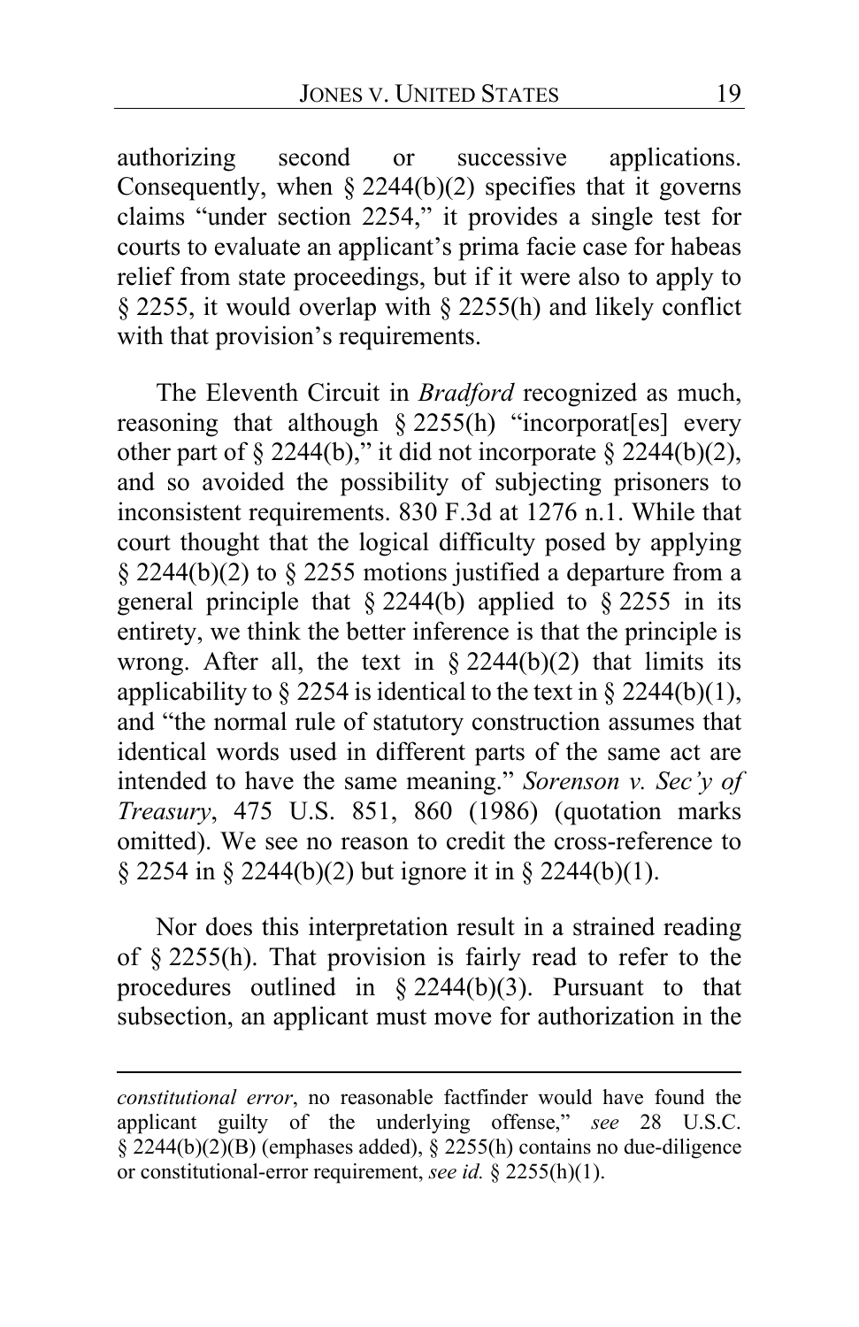authorizing second or successive applications. Consequently, when § 2244(b)(2) specifies that it governs claims "under section 2254," it provides a single test for courts to evaluate an applicant's prima facie case for habeas relief from state proceedings, but if it were also to apply to § 2255, it would overlap with § 2255(h) and likely conflict with that provision's requirements.

The Eleventh Circuit in *Bradford* recognized as much, reasoning that although § 2255(h) "incorporat[es] every other part of § 2244(b)," it did not incorporate § 2244(b)(2), and so avoided the possibility of subjecting prisoners to inconsistent requirements. 830 F.3d at 1276 n.1. While that court thought that the logical difficulty posed by applying § 2244(b)(2) to § 2255 motions justified a departure from a general principle that § 2244(b) applied to § 2255 in its entirety, we think the better inference is that the principle is wrong. After all, the text in § 2244(b)(2) that limits its applicability to § 2254 is identical to the text in § 2244(b)(1), and "the normal rule of statutory construction assumes that identical words used in different parts of the same act are intended to have the same meaning." *Sorenson v. Sec'y of Treasury*, 475 U.S. 851, 860 (1986) (quotation marks omitted). We see no reason to credit the cross-reference to § 2254 in § 2244(b)(2) but ignore it in § 2244(b)(1).

Nor does this interpretation result in a strained reading of § 2255(h). That provision is fairly read to refer to the procedures outlined in § 2244(b)(3). Pursuant to that subsection, an applicant must move for authorization in the

---

*constitutional error*, no reasonable factfinder would have found the applicant guilty of the underlying offense," *see* 28 U.S.C. § 2244(b)(2)(B) (emphases added), § 2255(h) contains no due-diligence or constitutional-error requirement, *see id.* § 2255(h)(1).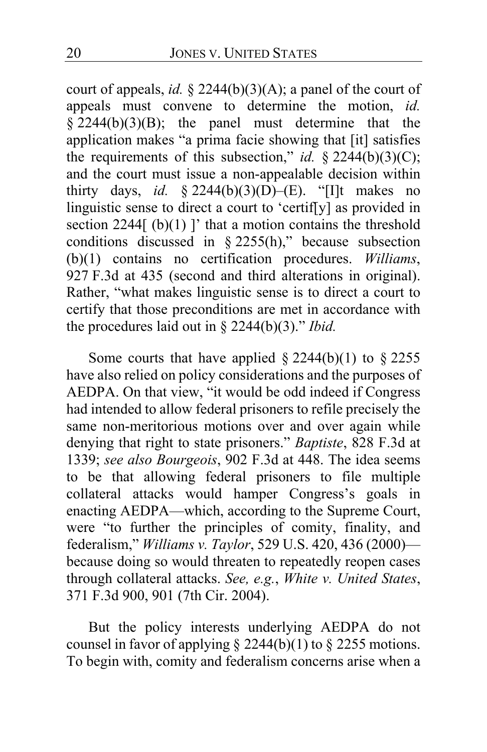court of appeals, *id.* § 2244(b)(3)(A); a panel of the court of appeals must convene to determine the motion, *id.* § 2244(b)(3)(B); the panel must determine that the application makes "a prima facie showing that [it] satisfies the requirements of this subsection," *id.* § 2244(b)(3)(C); and the court must issue a non-appealable decision within thirty days, *id.* § 2244(b)(3)(D)–(E). "[I]t makes no linguistic sense to direct a court to 'certif[y] as provided in section 2244[ (b)(1) ]' that a motion contains the threshold conditions discussed in § 2255(h)," because subsection (b)(1) contains no certification procedures. *Williams*, 927 F.3d at 435 (second and third alterations in original). Rather, "what makes linguistic sense is to direct a court to certify that those preconditions are met in accordance with the procedures laid out in § 2244(b)(3)." *Ibid.*

Some courts that have applied § 2244(b)(1) to § 2255 have also relied on policy considerations and the purposes of AEDPA. On that view, "it would be odd indeed if Congress had intended to allow federal prisoners to refile precisely the same non-meritorious motions over and over again while denying that right to state prisoners." *Baptiste*, 828 F.3d at 1339; *see also Bourgeois*, 902 F.3d at 448. The idea seems to be that allowing federal prisoners to file multiple collateral attacks would hamper Congress's goals in enacting AEDPA—which, according to the Supreme Court, were "to further the principles of comity, finality, and federalism," *Williams v. Taylor*, 529 U.S. 420, 436 (2000)—because doing so would threaten to repeatedly reopen cases through collateral attacks. *See, e.g.*, *White v. United States*, 371 F.3d 900, 901 (7th Cir. 2004).

But the policy interests underlying AEDPA do not counsel in favor of applying § 2244(b)(1) to § 2255 motions. To begin with, comity and federalism concerns arise when a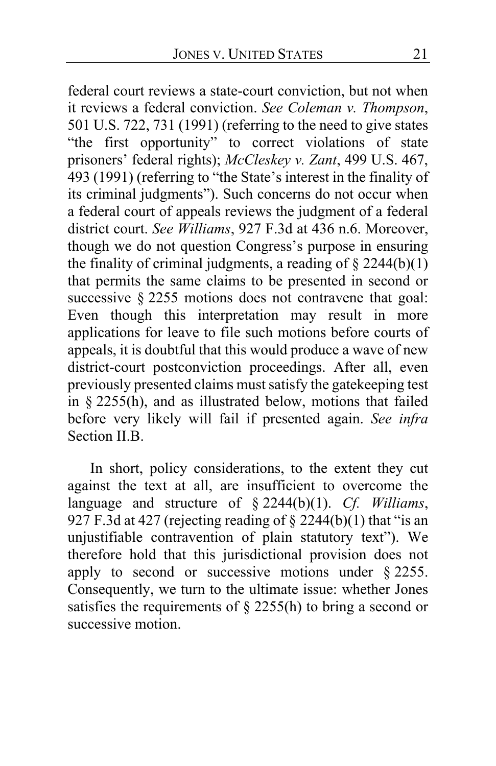federal court reviews a state-court conviction, but not when it reviews a federal conviction. *See Coleman v. Thompson*, 501 U.S. 722, 731 (1991) (referring to the need to give states "the first opportunity" to correct violations of state prisoners' federal rights); *McCleskey v. Zant*, 499 U.S. 467, 493 (1991) (referring to "the State's interest in the finality of its criminal judgments"). Such concerns do not occur when a federal court of appeals reviews the judgment of a federal district court. *See Williams*, 927 F.3d at 436 n.6. Moreover, though we do not question Congress's purpose in ensuring the finality of criminal judgments, a reading of § 2244(b)(1) that permits the same claims to be presented in second or successive § 2255 motions does not contravene that goal: Even though this interpretation may result in more applications for leave to file such motions before courts of appeals, it is doubtful that this would produce a wave of new district-court postconviction proceedings. After all, even previously presented claims must satisfy the gatekeeping test in § 2255(h), and as illustrated below, motions that failed before very likely will fail if presented again. *See infra* Section II.B.

In short, policy considerations, to the extent they cut against the text at all, are insufficient to overcome the language and structure of § 2244(b)(1). *Cf. Williams*, 927 F.3d at 427 (rejecting reading of § 2244(b)(1) that "is an unjustifiable contravention of plain statutory text"). We therefore hold that this jurisdictional provision does not apply to second or successive motions under § 2255. Consequently, we turn to the ultimate issue: whether Jones satisfies the requirements of § 2255(h) to bring a second or successive motion.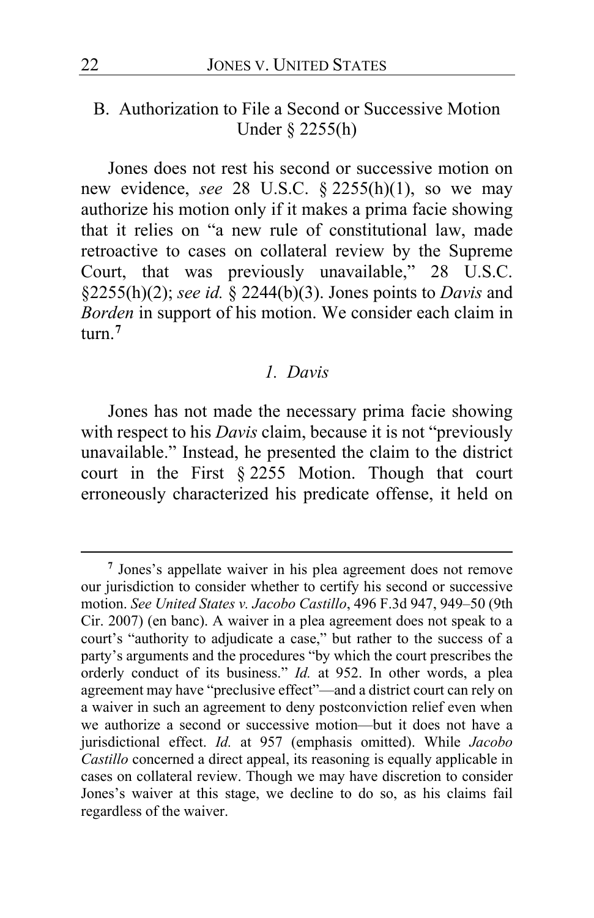## B. Authorization to File a Second or Successive Motion Under § 2255(h)

Jones does not rest his second or successive motion on new evidence, *see* 28 U.S.C. § 2255(h)(1), so we may authorize his motion only if it makes a prima facie showing that it relies on "a new rule of constitutional law, made retroactive to cases on collateral review by the Supreme Court, that was previously unavailable," 28 U.S.C. §2255(h)(2); *see id.* § 2244(b)(3). Jones points to *Davis* and *Borden* in support of his motion. We consider each claim in turn.[7]

### *1. Davis*

Jones has not made the necessary prima facie showing with respect to his *Davis* claim, because it is not "previously unavailable." Instead, he presented the claim to the district court in the First § 2255 Motion. Though that court erroneously characterized his predicate offense, it held on

---

[7] Jones's appellate waiver in his plea agreement does not remove our jurisdiction to consider whether to certify his second or successive motion. *See United States v. Jacobo Castillo*, 496 F.3d 947, 949–50 (9th Cir. 2007) (en banc). A waiver in a plea agreement does not speak to a court's "authority to adjudicate a case," but rather to the success of a party's arguments and the procedures "by which the court prescribes the orderly conduct of its business." *Id.* at 952. In other words, a plea agreement may have "preclusive effect"—and a district court can rely on a waiver in such an agreement to deny postconviction relief even when we authorize a second or successive motion—but it does not have a jurisdictional effect. *Id.* at 957 (emphasis omitted). While *Jacobo Castillo* concerned a direct appeal, its reasoning is equally applicable in cases on collateral review. Though we may have discretion to consider Jones's waiver at this stage, we decline to do so, as his claims fail regardless of the waiver.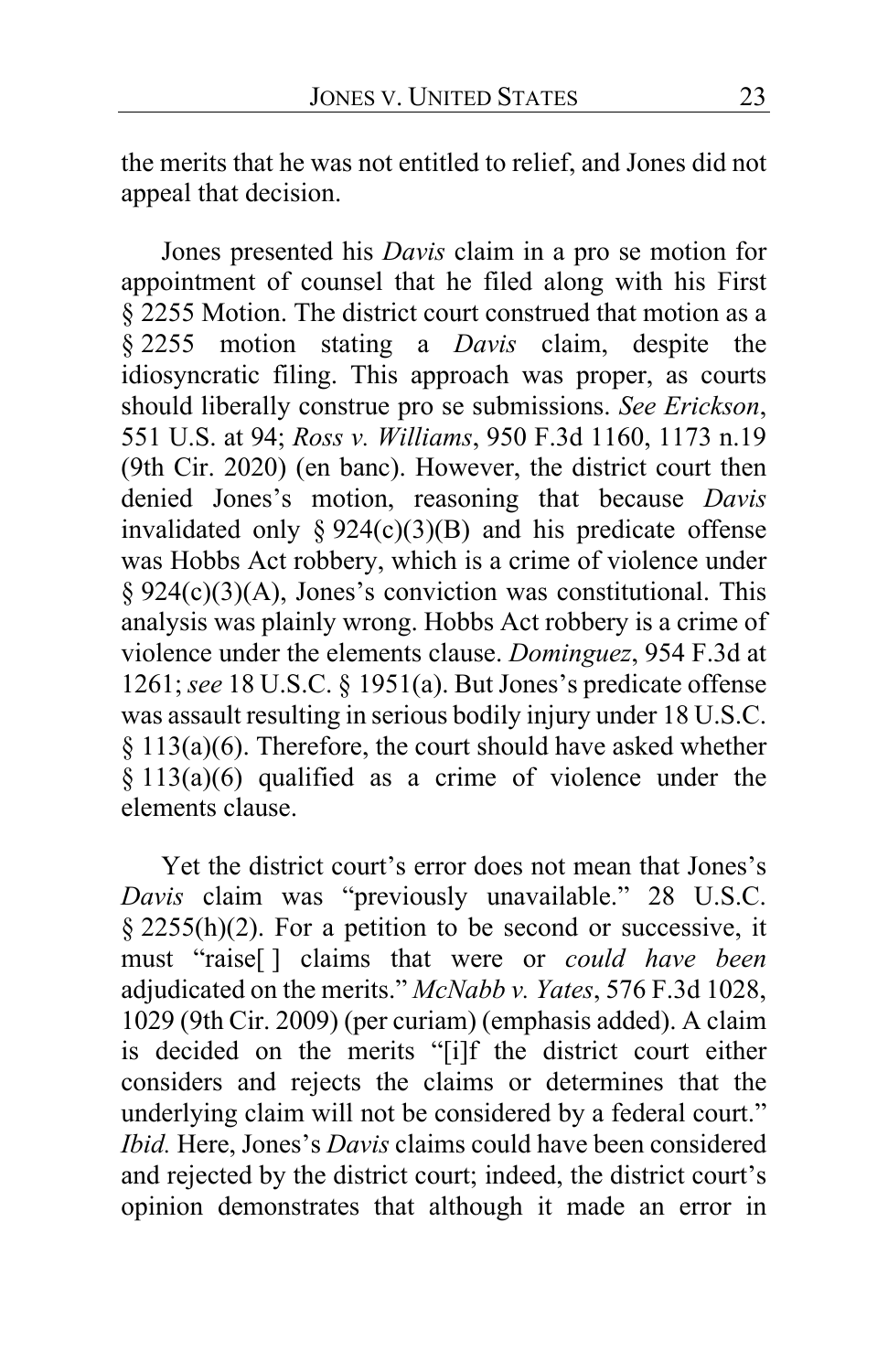the merits that he was not entitled to relief, and Jones did not appeal that decision.

Jones presented his *Davis* claim in a pro se motion for appointment of counsel that he filed along with his First § 2255 Motion. The district court construed that motion as a § 2255 motion stating a *Davis* claim, despite the idiosyncratic filing. This approach was proper, as courts should liberally construe pro se submissions. *See Erickson*, 551 U.S. at 94; *Ross v. Williams*, 950 F.3d 1160, 1173 n.19 (9th Cir. 2020) (en banc). However, the district court then denied Jones's motion, reasoning that because *Davis* invalidated only § 924(c)(3)(B) and his predicate offense was Hobbs Act robbery, which is a crime of violence under § 924(c)(3)(A), Jones's conviction was constitutional. This analysis was plainly wrong. Hobbs Act robbery is a crime of violence under the elements clause. *Dominguez*, 954 F.3d at 1261; *see* 18 U.S.C. § 1951(a). But Jones's predicate offense was assault resulting in serious bodily injury under 18 U.S.C. § 113(a)(6). Therefore, the court should have asked whether § 113(a)(6) qualified as a crime of violence under the elements clause.

Yet the district court's error does not mean that Jones's *Davis* claim was "previously unavailable." 28 U.S.C. § 2255(h)(2). For a petition to be second or successive, it must "raise[ ] claims that were or *could have been* adjudicated on the merits." *McNabb v. Yates*, 576 F.3d 1028, 1029 (9th Cir. 2009) (per curiam) (emphasis added). A claim is decided on the merits "[i]f the district court either considers and rejects the claims or determines that the underlying claim will not be considered by a federal court." *Ibid.* Here, Jones's *Davis* claims could have been considered and rejected by the district court; indeed, the district court's opinion demonstrates that although it made an error in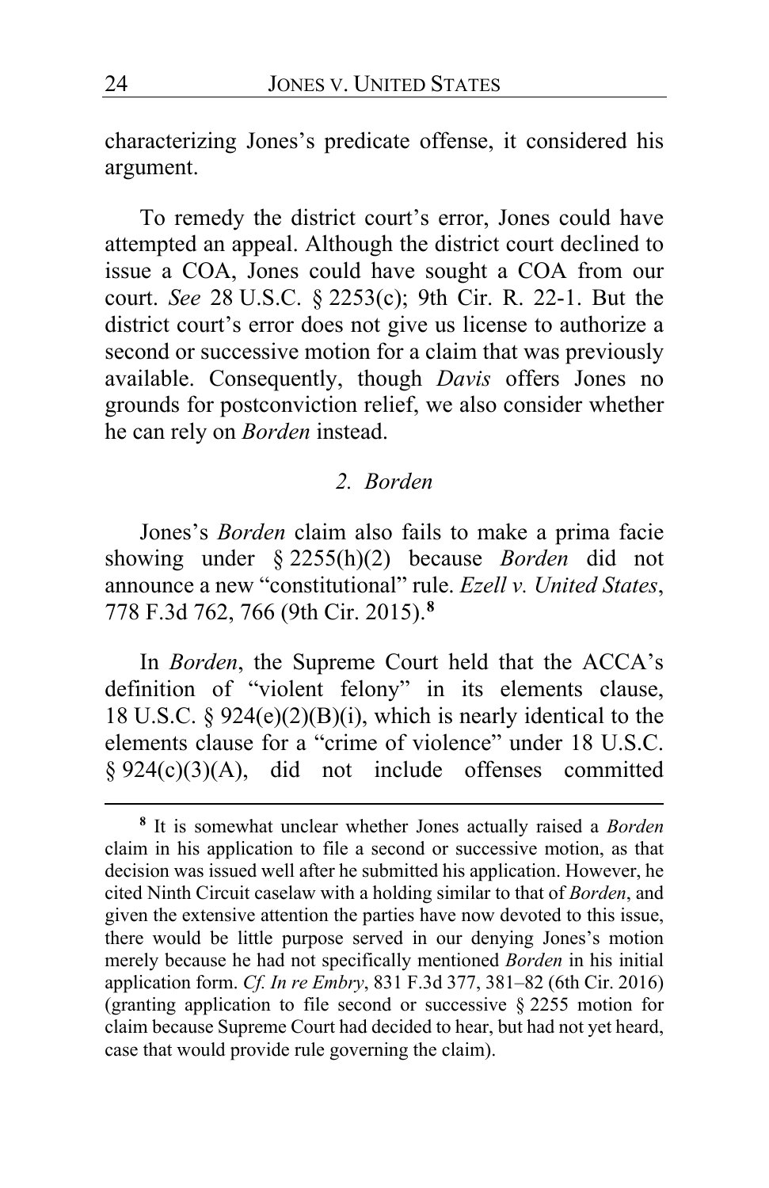characterizing Jones's predicate offense, it considered his argument.

To remedy the district court's error, Jones could have attempted an appeal. Although the district court declined to issue a COA, Jones could have sought a COA from our court. *See* 28 U.S.C. § 2253(c); 9th Cir. R. 22-1. But the district court's error does not give us license to authorize a second or successive motion for a claim that was previously available. Consequently, though *Davis* offers Jones no grounds for postconviction relief, we also consider whether he can rely on *Borden* instead.

### *2. Borden*

Jones's *Borden* claim also fails to make a prima facie showing under § 2255(h)(2) because *Borden* did not announce a new "constitutional" rule. *Ezell v. United States*, 778 F.3d 762, 766 (9th Cir. 2015).[8]

In *Borden*, the Supreme Court held that the ACCA's definition of "violent felony" in its elements clause, 18 U.S.C. § 924(e)(2)(B)(i), which is nearly identical to the elements clause for a "crime of violence" under 18 U.S.C. § 924(c)(3)(A), did not include offenses committed

---

[8] It is somewhat unclear whether Jones actually raised a *Borden* claim in his application to file a second or successive motion, as that decision was issued well after he submitted his application. However, he cited Ninth Circuit caselaw with a holding similar to that of *Borden*, and given the extensive attention the parties have now devoted to this issue, there would be little purpose served in our denying Jones's motion merely because he had not specifically mentioned *Borden* in his initial application form. *Cf. In re Embry*, 831 F.3d 377, 381–82 (6th Cir. 2016) (granting application to file second or successive § 2255 motion for claim because Supreme Court had decided to hear, but had not yet heard, case that would provide rule governing the claim).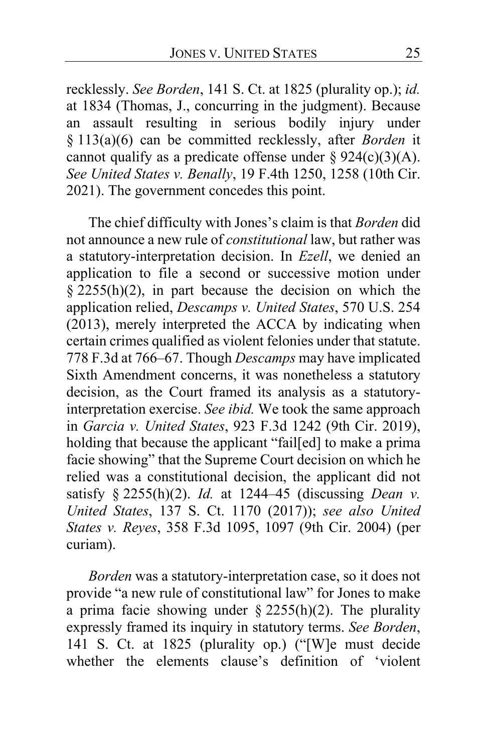recklessly. *See Borden*, 141 S. Ct. at 1825 (plurality op.); *id.* at 1834 (Thomas, J., concurring in the judgment). Because an assault resulting in serious bodily injury under § 113(a)(6) can be committed recklessly, after *Borden* it cannot qualify as a predicate offense under § 924(c)(3)(A). *See United States v. Benally*, 19 F.4th 1250, 1258 (10th Cir. 2021). The government concedes this point.

The chief difficulty with Jones's claim is that *Borden* did not announce a new rule of *constitutional* law, but rather was a statutory-interpretation decision. In *Ezell*, we denied an application to file a second or successive motion under § 2255(h)(2), in part because the decision on which the application relied, *Descamps v. United States*, 570 U.S. 254 (2013), merely interpreted the ACCA by indicating when certain crimes qualified as violent felonies under that statute. 778 F.3d at 766–67. Though *Descamps* may have implicated Sixth Amendment concerns, it was nonetheless a statutory decision, as the Court framed its analysis as a statutory-interpretation exercise. *See ibid.* We took the same approach in *Garcia v. United States*, 923 F.3d 1242 (9th Cir. 2019), holding that because the applicant "fail[ed] to make a prima facie showing" that the Supreme Court decision on which he relied was a constitutional decision, the applicant did not satisfy § 2255(h)(2). *Id.* at 1244–45 (discussing *Dean v. United States*, 137 S. Ct. 1170 (2017)); *see also United States v. Reyes*, 358 F.3d 1095, 1097 (9th Cir. 2004) (per curiam).

*Borden* was a statutory-interpretation case, so it does not provide "a new rule of constitutional law" for Jones to make a prima facie showing under § 2255(h)(2). The plurality expressly framed its inquiry in statutory terms. *See Borden*, 141 S. Ct. at 1825 (plurality op.) ("[W]e must decide whether the elements clause's definition of 'violent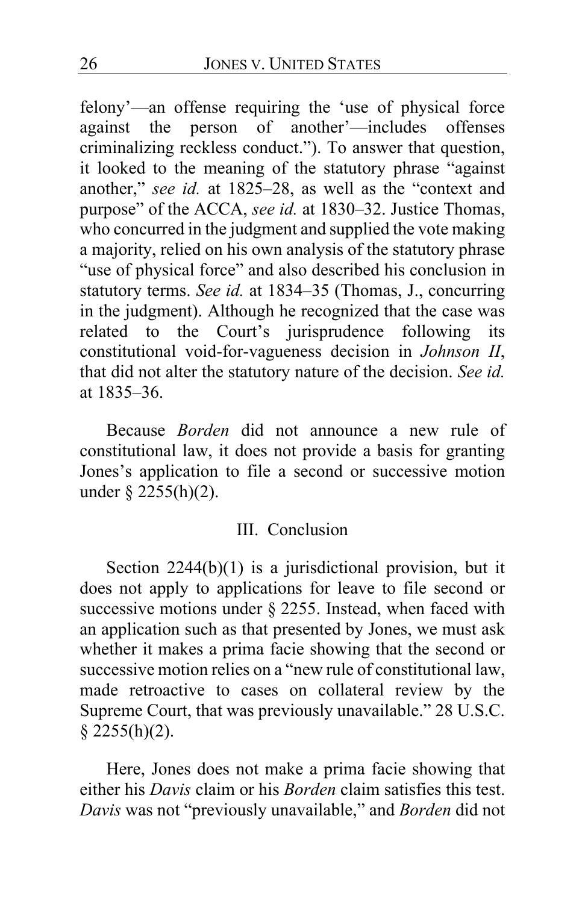felony'—an offense requiring the 'use of physical force against the person of another'—includes offenses criminalizing reckless conduct."). To answer that question, it looked to the meaning of the statutory phrase "against another," *see id.* at 1825–28, as well as the "context and purpose" of the ACCA, *see id.* at 1830–32. Justice Thomas, who concurred in the judgment and supplied the vote making a majority, relied on his own analysis of the statutory phrase "use of physical force" and also described his conclusion in statutory terms. *See id.* at 1834–35 (Thomas, J., concurring in the judgment). Although he recognized that the case was related to the Court's jurisprudence following its constitutional void-for-vagueness decision in *Johnson II*, that did not alter the statutory nature of the decision. *See id.* at 1835–36.

Because *Borden* did not announce a new rule of constitutional law, it does not provide a basis for granting Jones's application to file a second or successive motion under § 2255(h)(2).

## III. Conclusion

Section 2244(b)(1) is a jurisdictional provision, but it does not apply to applications for leave to file second or successive motions under § 2255. Instead, when faced with an application such as that presented by Jones, we must ask whether it makes a prima facie showing that the second or successive motion relies on a "new rule of constitutional law, made retroactive to cases on collateral review by the Supreme Court, that was previously unavailable." 28 U.S.C. § 2255(h)(2).

Here, Jones does not make a prima facie showing that either his *Davis* claim or his *Borden* claim satisfies this test. *Davis* was not "previously unavailable," and *Borden* did not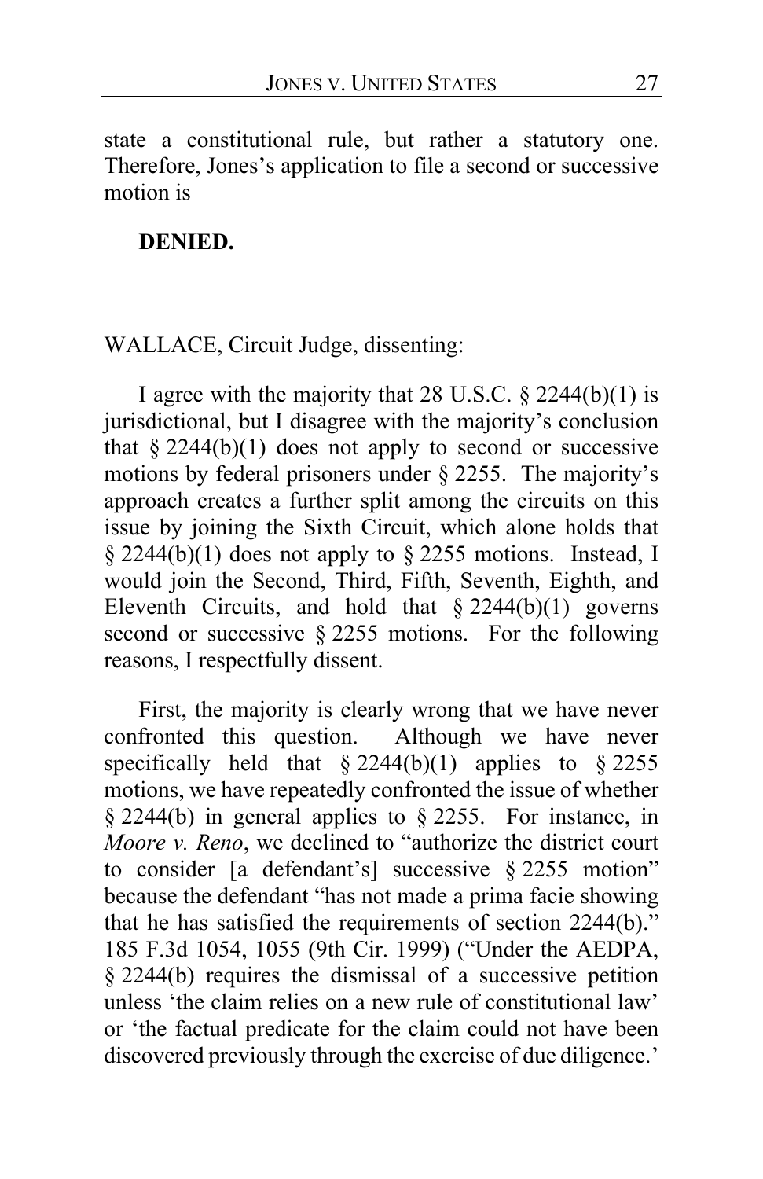state a constitutional rule, but rather a statutory one. Therefore, Jones's application to file a second or successive motion is

**DENIED.**

---

WALLACE, Circuit Judge, dissenting:

I agree with the majority that 28 U.S.C. § 2244(b)(1) is jurisdictional, but I disagree with the majority's conclusion that § 2244(b)(1) does not apply to second or successive motions by federal prisoners under § 2255. The majority's approach creates a further split among the circuits on this issue by joining the Sixth Circuit, which alone holds that § 2244(b)(1) does not apply to § 2255 motions. Instead, I would join the Second, Third, Fifth, Seventh, Eighth, and Eleventh Circuits, and hold that § 2244(b)(1) governs second or successive § 2255 motions. For the following reasons, I respectfully dissent.

First, the majority is clearly wrong that we have never confronted this question. Although we have never specifically held that § 2244(b)(1) applies to § 2255 motions, we have repeatedly confronted the issue of whether § 2244(b) in general applies to § 2255. For instance, in *Moore v. Reno*, we declined to "authorize the district court to consider [a defendant's] successive § 2255 motion" because the defendant "has not made a prima facie showing that he has satisfied the requirements of section 2244(b)." 185 F.3d 1054, 1055 (9th Cir. 1999) ("Under the AEDPA, § 2244(b) requires the dismissal of a successive petition unless 'the claim relies on a new rule of constitutional law' or 'the factual predicate for the claim could not have been discovered previously through the exercise of due diligence.'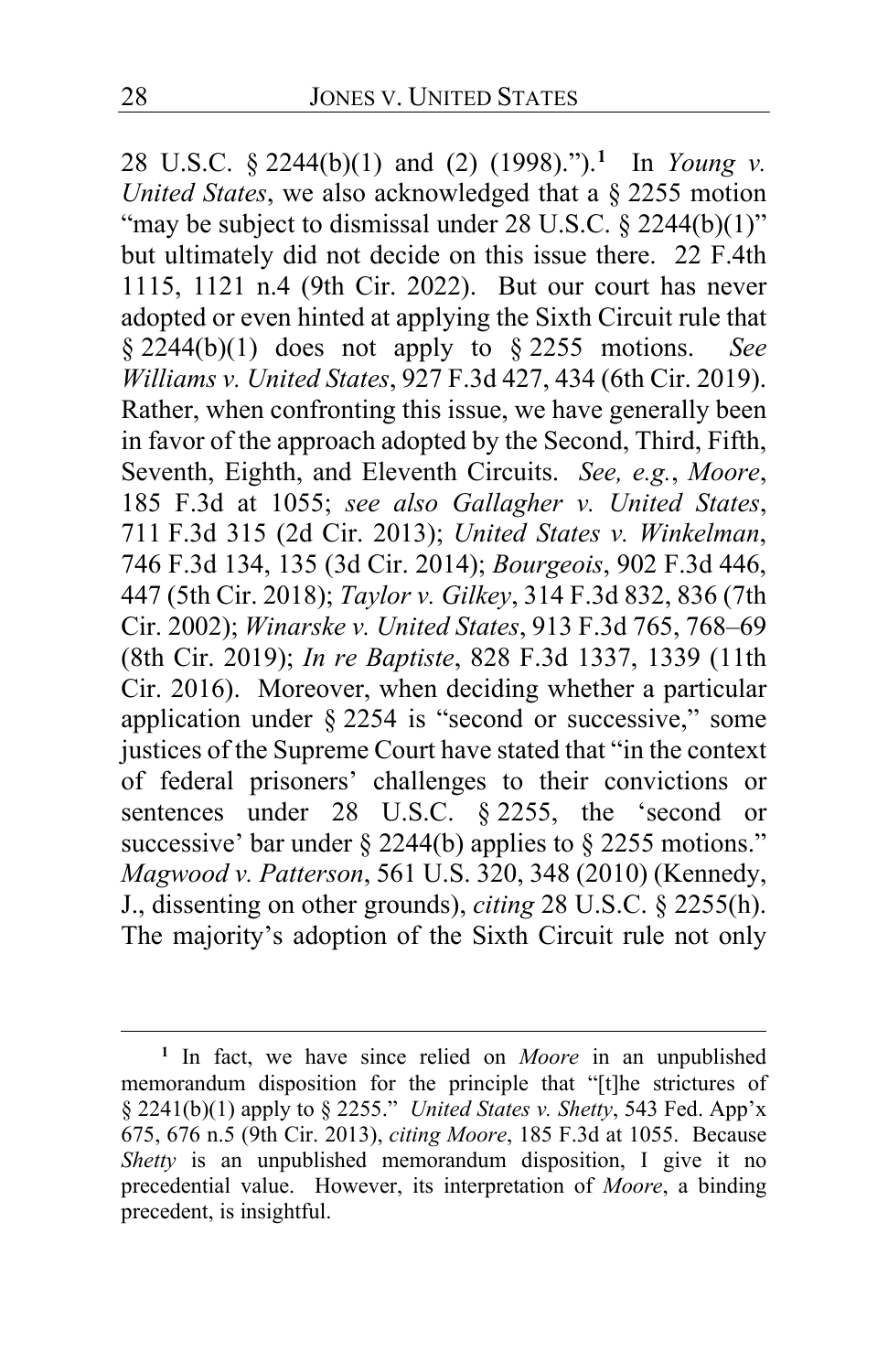28 U.S.C. § 2244(b)(1) and (2) (1998).").[1] In *Young v. United States*, we also acknowledged that a § 2255 motion "may be subject to dismissal under 28 U.S.C. § 2244(b)(1)" but ultimately did not decide on this issue there. 22 F.4th 1115, 1121 n.4 (9th Cir. 2022). But our court has never adopted or even hinted at applying the Sixth Circuit rule that § 2244(b)(1) does not apply to § 2255 motions. *See Williams v. United States*, 927 F.3d 427, 434 (6th Cir. 2019). Rather, when confronting this issue, we have generally been in favor of the approach adopted by the Second, Third, Fifth, Seventh, Eighth, and Eleventh Circuits. *See, e.g.*, *Moore*, 185 F.3d at 1055; *see also Gallagher v. United States*, 711 F.3d 315 (2d Cir. 2013); *United States v. Winkelman*, 746 F.3d 134, 135 (3d Cir. 2014); *Bourgeois*, 902 F.3d 446, 447 (5th Cir. 2018); *Taylor v. Gilkey*, 314 F.3d 832, 836 (7th Cir. 2002); *Winarske v. United States*, 913 F.3d 765, 768–69 (8th Cir. 2019); *In re Baptiste*, 828 F.3d 1337, 1339 (11th Cir. 2016). Moreover, when deciding whether a particular application under § 2254 is "second or successive," some justices of the Supreme Court have stated that "in the context of federal prisoners' challenges to their convictions or sentences under 28 U.S.C. § 2255, the 'second or successive' bar under § 2244(b) applies to § 2255 motions." *Magwood v. Patterson*, 561 U.S. 320, 348 (2010) (Kennedy, J., dissenting on other grounds), *citing* 28 U.S.C. § 2255(h). The majority's adoption of the Sixth Circuit rule not only

---

[1] In fact, we have since relied on *Moore* in an unpublished memorandum disposition for the principle that "[t]he strictures of § 2241(b)(1) apply to § 2255." *United States v. Shetty*, 543 Fed. App'x 675, 676 n.5 (9th Cir. 2013), *citing Moore*, 185 F.3d at 1055. Because *Shetty* is an unpublished memorandum disposition, I give it no precedential value. However, its interpretation of *Moore*, a binding precedent, is insightful.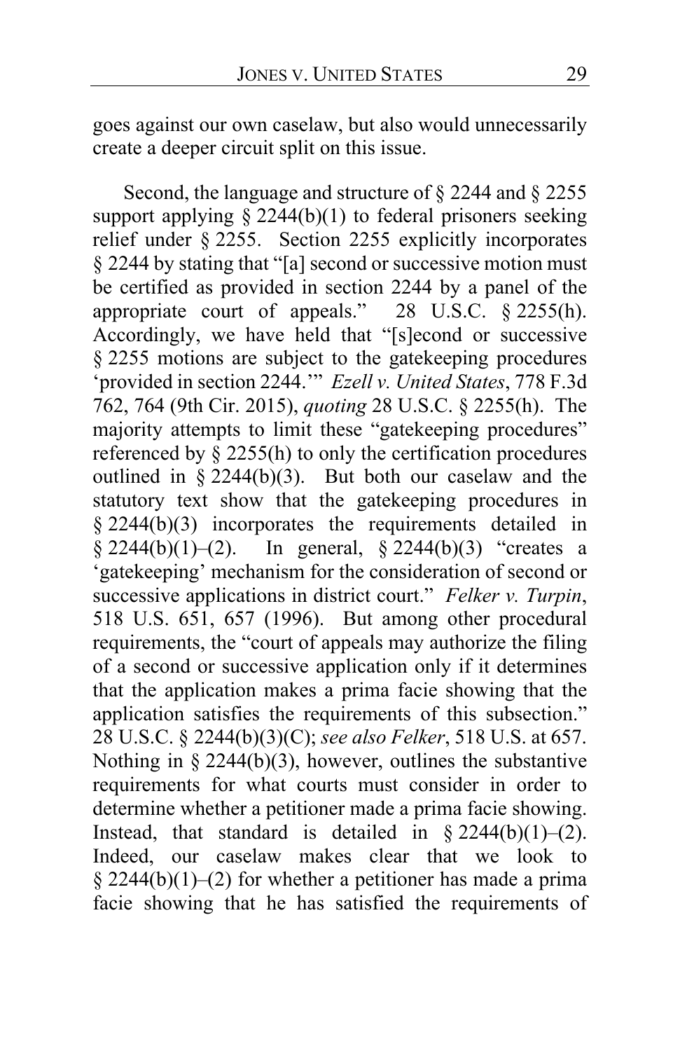goes against our own caselaw, but also would unnecessarily create a deeper circuit split on this issue.

Second, the language and structure of § 2244 and § 2255 support applying § 2244(b)(1) to federal prisoners seeking relief under § 2255. Section 2255 explicitly incorporates § 2244 by stating that "[a] second or successive motion must be certified as provided in section 2244 by a panel of the appropriate court of appeals." 28 U.S.C. § 2255(h). Accordingly, we have held that "[s]econd or successive § 2255 motions are subject to the gatekeeping procedures 'provided in section 2244.'" *Ezell v. United States*, 778 F.3d 762, 764 (9th Cir. 2015), *quoting* 28 U.S.C. § 2255(h). The majority attempts to limit these "gatekeeping procedures" referenced by § 2255(h) to only the certification procedures outlined in § 2244(b)(3). But both our caselaw and the statutory text show that the gatekeeping procedures in § 2244(b)(3) incorporates the requirements detailed in § 2244(b)(1)–(2). In general, § 2244(b)(3) "creates a 'gatekeeping' mechanism for the consideration of second or successive applications in district court." *Felker v. Turpin*, 518 U.S. 651, 657 (1996). But among other procedural requirements, the "court of appeals may authorize the filing of a second or successive application only if it determines that the application makes a prima facie showing that the application satisfies the requirements of this subsection." 28 U.S.C. § 2244(b)(3)(C); *see also Felker*, 518 U.S. at 657. Nothing in § 2244(b)(3), however, outlines the substantive requirements for what courts must consider in order to determine whether a petitioner made a prima facie showing. Instead, that standard is detailed in § 2244(b)(1)–(2). Indeed, our caselaw makes clear that we look to § 2244(b)(1)–(2) for whether a petitioner has made a prima facie showing that he has satisfied the requirements of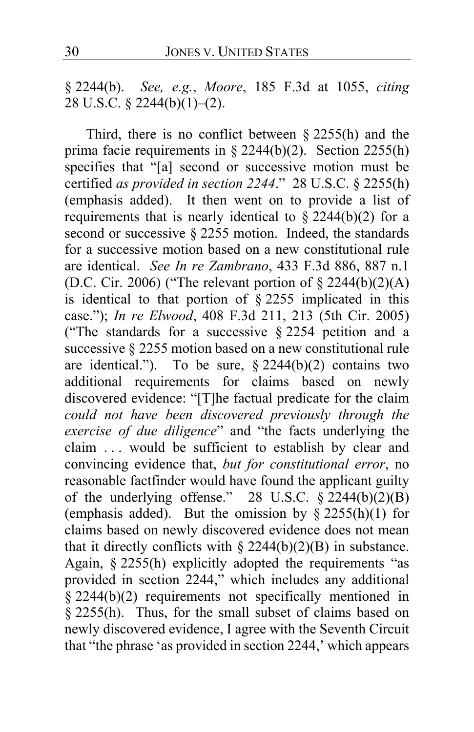§ 2244(b). *See, e.g.*, *Moore*, 185 F.3d at 1055, *citing* 28 U.S.C. § 2244(b)(1)–(2).

Third, there is no conflict between § 2255(h) and the prima facie requirements in § 2244(b)(2). Section 2255(h) specifies that "[a] second or successive motion must be certified *as provided in section 2244*." 28 U.S.C. § 2255(h) (emphasis added). It then went on to provide a list of requirements that is nearly identical to § 2244(b)(2) for a second or successive § 2255 motion. Indeed, the standards for a successive motion based on a new constitutional rule are identical. *See In re Zambrano*, 433 F.3d 886, 887 n.1 (D.C. Cir. 2006) ("The relevant portion of § 2244(b)(2)(A) is identical to that portion of § 2255 implicated in this case."); *In re Elwood*, 408 F.3d 211, 213 (5th Cir. 2005) ("The standards for a successive § 2254 petition and a successive § 2255 motion based on a new constitutional rule are identical."). To be sure, § 2244(b)(2) contains two additional requirements for claims based on newly discovered evidence: "[T]he factual predicate for the claim *could not have been discovered previously through the exercise of due diligence*" and "the facts underlying the claim . . . would be sufficient to establish by clear and convincing evidence that, *but for constitutional error*, no reasonable factfinder would have found the applicant guilty of the underlying offense." 28 U.S.C. § 2244(b)(2)(B) (emphasis added). But the omission by § 2255(h)(1) for claims based on newly discovered evidence does not mean that it directly conflicts with § 2244(b)(2)(B) in substance. Again, § 2255(h) explicitly adopted the requirements "as provided in section 2244," which includes any additional § 2244(b)(2) requirements not specifically mentioned in § 2255(h). Thus, for the small subset of claims based on newly discovered evidence, I agree with the Seventh Circuit that "the phrase 'as provided in section 2244,' which appears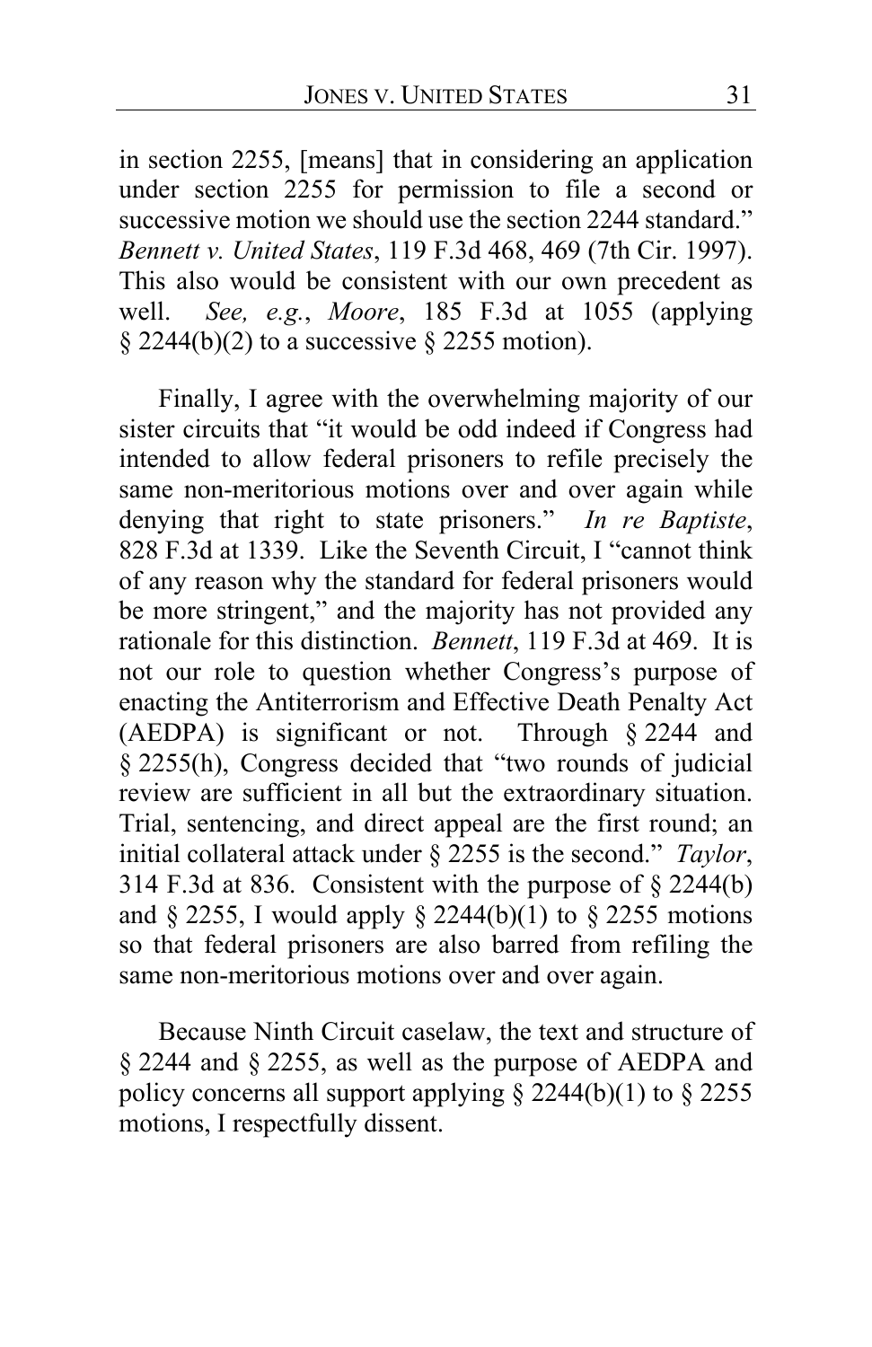in section 2255, [means] that in considering an application under section 2255 for permission to file a second or successive motion we should use the section 2244 standard." *Bennett v. United States*, 119 F.3d 468, 469 (7th Cir. 1997). This also would be consistent with our own precedent as well. *See, e.g.*, *Moore*, 185 F.3d at 1055 (applying § 2244(b)(2) to a successive § 2255 motion).

Finally, I agree with the overwhelming majority of our sister circuits that "it would be odd indeed if Congress had intended to allow federal prisoners to refile precisely the same non-meritorious motions over and over again while denying that right to state prisoners." *In re Baptiste*, 828 F.3d at 1339. Like the Seventh Circuit, I "cannot think of any reason why the standard for federal prisoners would be more stringent," and the majority has not provided any rationale for this distinction. *Bennett*, 119 F.3d at 469. It is not our role to question whether Congress's purpose of enacting the Antiterrorism and Effective Death Penalty Act (AEDPA) is significant or not. Through § 2244 and § 2255(h), Congress decided that "two rounds of judicial review are sufficient in all but the extraordinary situation. Trial, sentencing, and direct appeal are the first round; an initial collateral attack under § 2255 is the second." *Taylor*, 314 F.3d at 836. Consistent with the purpose of § 2244(b) and § 2255, I would apply § 2244(b)(1) to § 2255 motions so that federal prisoners are also barred from refiling the same non-meritorious motions over and over again.

Because Ninth Circuit caselaw, the text and structure of § 2244 and § 2255, as well as the purpose of AEDPA and policy concerns all support applying § 2244(b)(1) to § 2255 motions, I respectfully dissent.